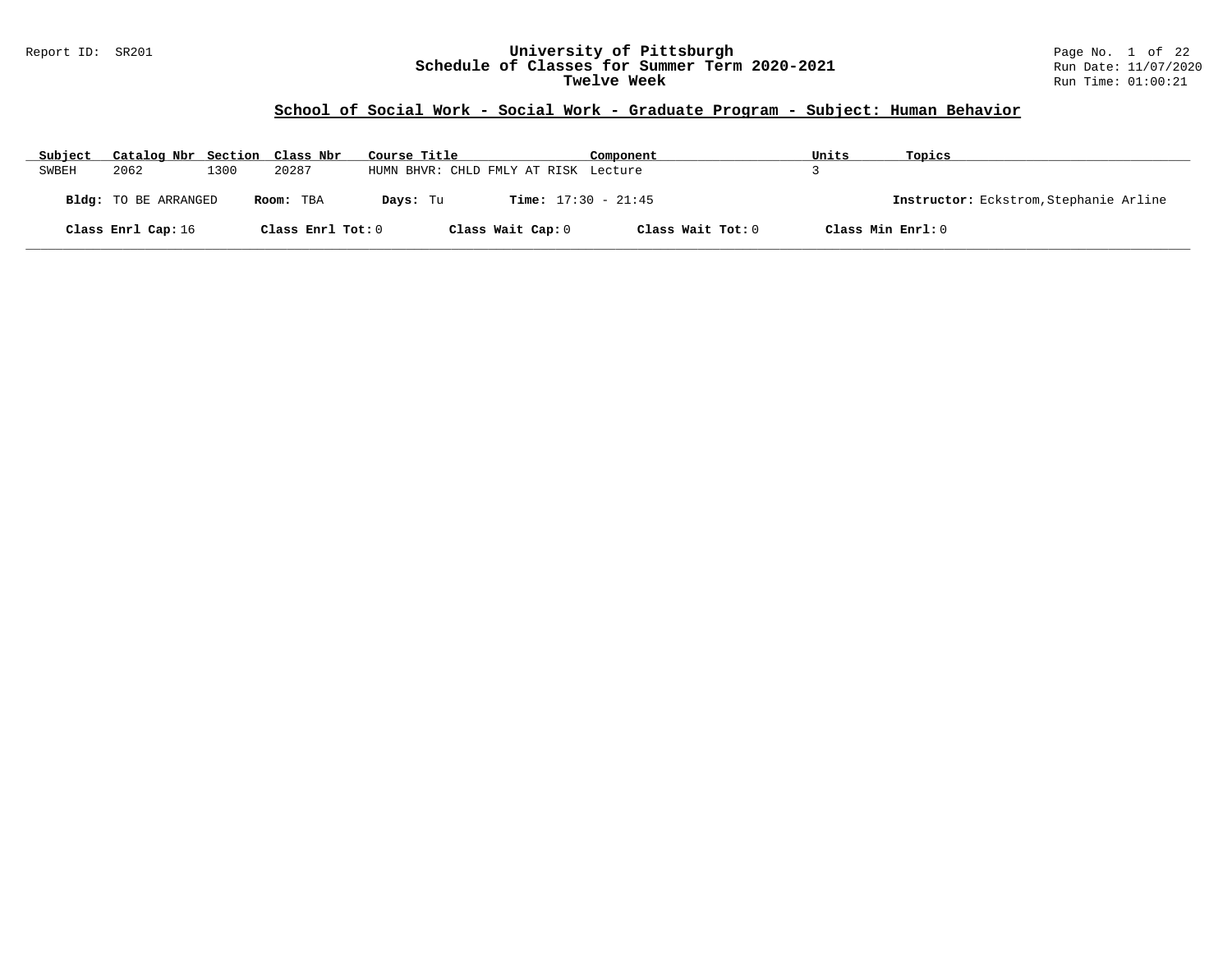## University of Pittsburgh
## Schedule of Classes for Summer Term 2020-2021
## Twelve Week

### School of Social Work - Social Work - Graduate Program - Subject: Human Behavior

| Subject | Catalog Nbr | Section | Class Nbr | Course Title | Component | Units | Topics |
|---|---|---|---|---|---|---|---|
| SWBEH | 2062 | 1300 | 20287 | HUMN BHVR: CHLD FMLY AT RISK | Lecture | 3 | |

**Bldg:** TO BE ARRANGED **Room:** TBA **Days:** Tu **Time:** 17:30 - 21:45 **Instructor:** Eckstrom,Stephanie Arline

**Class Enrl Cap:** 16 **Class Enrl Tot:** 0 **Class Wait Cap:** 0 **Class Wait Tot:** 0 **Class Min Enrl:** 0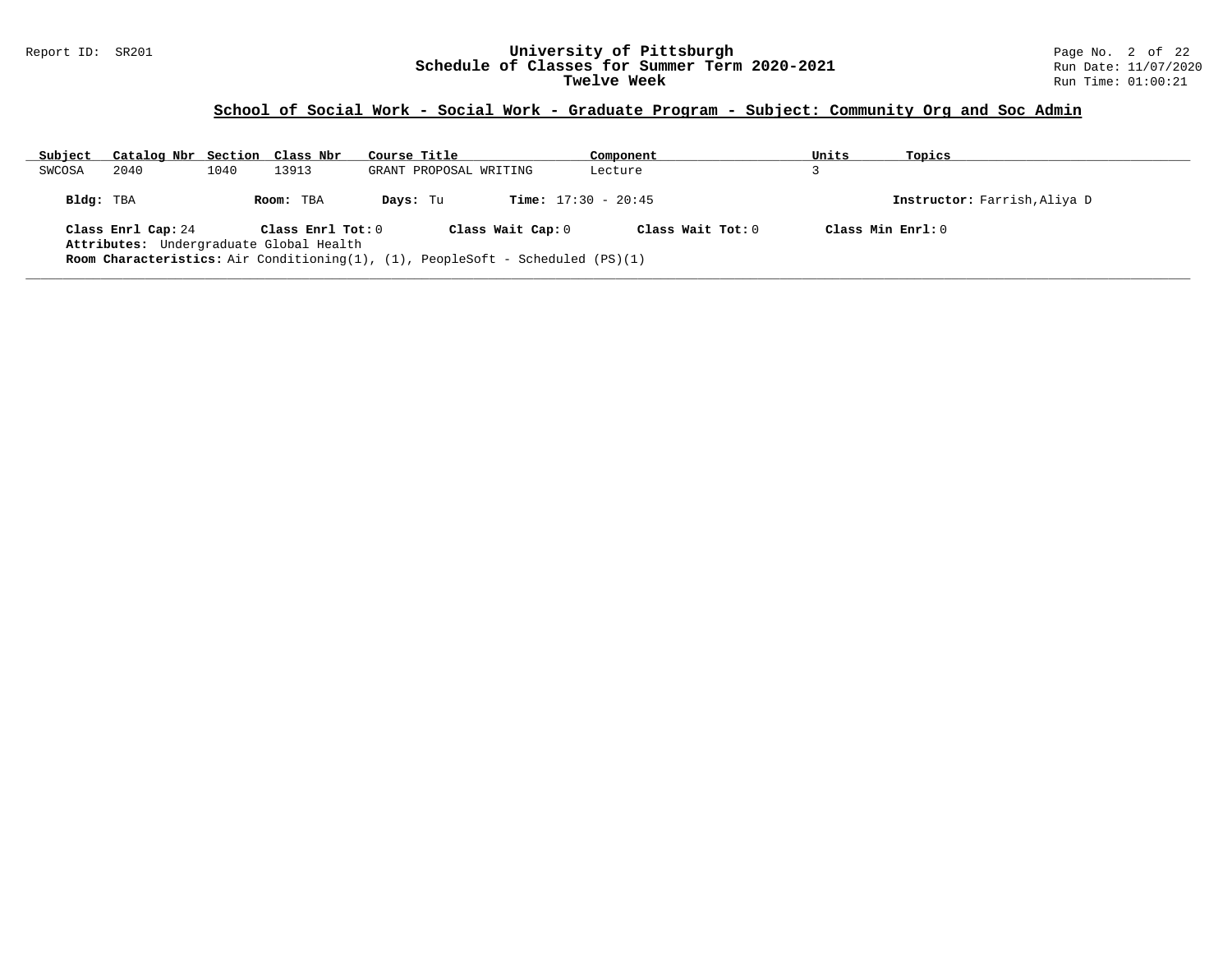## School of Social Work - Social Work - Graduate Program - Subject: Community Org and Soc Admin

| Subject | Catalog Nbr | Section | Class Nbr | Course Title | Component | Units | Topics |
|---|---|---|---|---|---|---|---|
| SWCOSA | 2040 | 1040 | 13913 | GRANT PROPOSAL WRITING | Lecture | 3 | |

**Bldg:** TBA **Room:** TBA **Days:** Tu **Time:** 17:30 - 20:45 **Instructor:** Farrish,Aliya D

**Class Enrl Cap:** 24 **Class Enrl Tot:** 0 **Class Wait Cap:** 0 **Class Wait Tot:** 0 **Class Min Enrl:** 0

**Attributes:** Undergraduate Global Health

**Room Characteristics:** Air Conditioning(1), (1), PeopleSoft - Scheduled (PS)(1)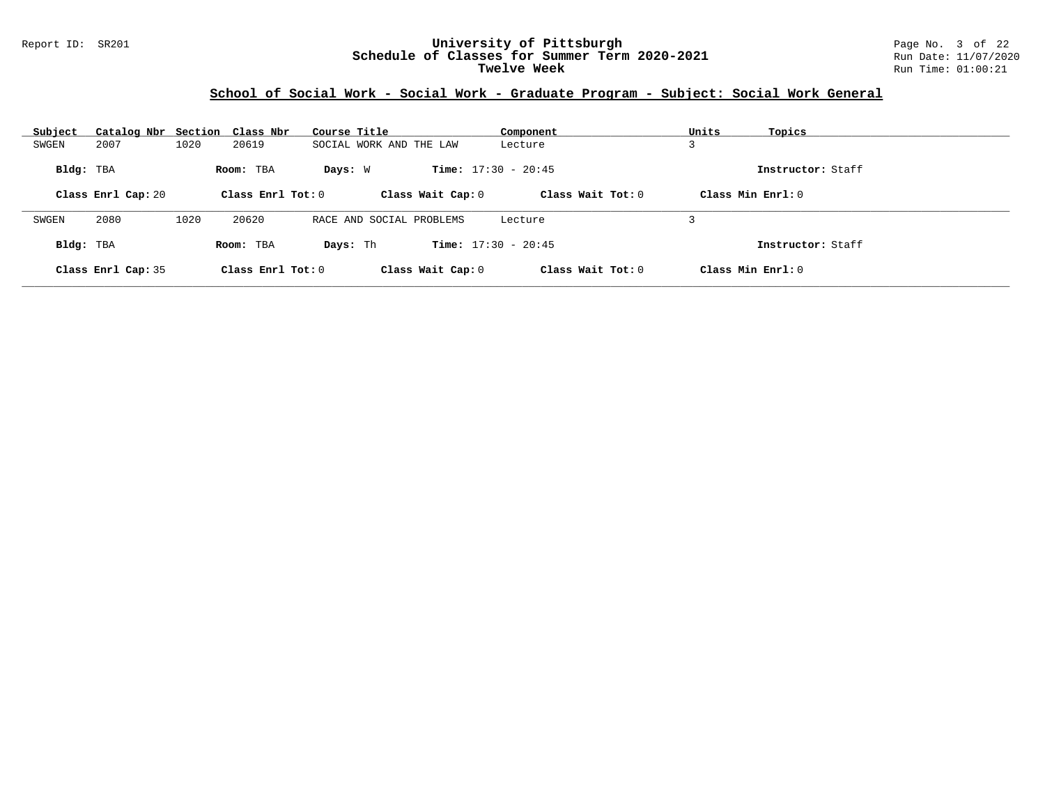Report ID: SR201

# University of Pittsburgh
## Schedule of Classes for Summer Term 2020-2021
### Twelve Week

Run Date: 11/07/2020
Run Time: 01:00:21

## School of Social Work - Social Work - Graduate Program - Subject: Social Work General

| Subject | Catalog Nbr | Section | Class Nbr | Course Title | Component | Units | Topics |
|---|---|---|---|---|---|---|---|
| SWGEN | 2007 | 1020 | 20619 | SOCIAL WORK AND THE LAW | Lecture | 3 | |

**Bldg:** TBA **Room:** TBA **Days:** W **Time:** 17:30 - 20:45 **Instructor:** Staff

**Class Enrl Cap:** 20 **Class Enrl Tot:** 0 **Class Wait Cap:** 0 **Class Wait Tot:** 0 **Class Min Enrl:** 0

---

| Subject | Catalog Nbr | Section | Class Nbr | Course Title | Component | Units | Topics |
|---|---|---|---|---|---|---|---|
| SWGEN | 2080 | 1020 | 20620 | RACE AND SOCIAL PROBLEMS | Lecture | 3 | |

**Bldg:** TBA **Room:** TBA **Days:** Th **Time:** 17:30 - 20:45 **Instructor:** Staff

**Class Enrl Cap:** 35 **Class Enrl Tot:** 0 **Class Wait Cap:** 0 **Class Wait Tot:** 0 **Class Min Enrl:** 0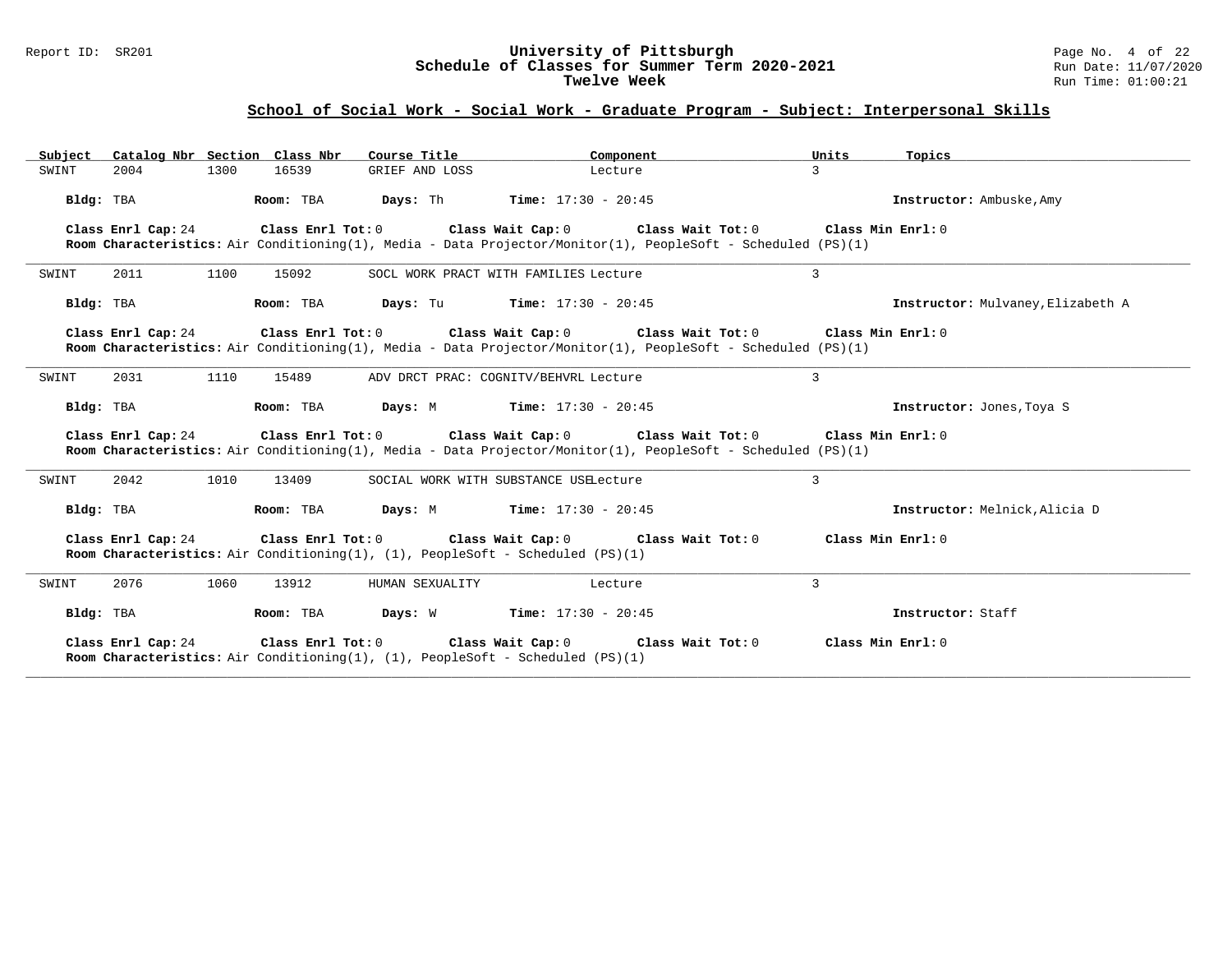# University of Pittsburgh
## Schedule of Classes for Summer Term 2020-2021
### Twelve Week

Report ID: SR201

Run Date: 11/07/2020

Run Time: 01:00:21

## School of Social Work - Social Work - Graduate Program - Subject: Interpersonal Skills

| Subject | Catalog Nbr | Section | Class Nbr | Course Title | Component | Units | Topics |
|---|---|---|---|---|---|---|---|
| SWINT | 2004 | 1300 | 16539 | GRIEF AND LOSS | Lecture | 3 | |

**Bldg:** TBA **Room:** TBA **Days:** Th **Time:** 17:30 - 20:45 **Instructor:** Ambuske,Amy

**Class Enrl Cap:** 24 **Class Enrl Tot:** 0 **Class Wait Cap:** 0 **Class Wait Tot:** 0 **Class Min Enrl:** 0

**Room Characteristics:** Air Conditioning(1), Media - Data Projector/Monitor(1), PeopleSoft - Scheduled (PS)(1)

---

| Subject | Catalog Nbr | Section | Class Nbr | Course Title | Component | Units | Topics |
|---|---|---|---|---|---|---|---|
| SWINT | 2011 | 1100 | 15092 | SOCL WORK PRACT WITH FAMILIES | Lecture | 3 | |

**Bldg:** TBA **Room:** TBA **Days:** Tu **Time:** 17:30 - 20:45 **Instructor:** Mulvaney,Elizabeth A

**Class Enrl Cap:** 24 **Class Enrl Tot:** 0 **Class Wait Cap:** 0 **Class Wait Tot:** 0 **Class Min Enrl:** 0

**Room Characteristics:** Air Conditioning(1), Media - Data Projector/Monitor(1), PeopleSoft - Scheduled (PS)(1)

---

| Subject | Catalog Nbr | Section | Class Nbr | Course Title | Component | Units | Topics |
|---|---|---|---|---|---|---|---|
| SWINT | 2031 | 1110 | 15489 | ADV DRCT PRAC: COGNITV/BEHVRL | Lecture | 3 | |

**Bldg:** TBA **Room:** TBA **Days:** M **Time:** 17:30 - 20:45 **Instructor:** Jones,Toya S

**Class Enrl Cap:** 24 **Class Enrl Tot:** 0 **Class Wait Cap:** 0 **Class Wait Tot:** 0 **Class Min Enrl:** 0

**Room Characteristics:** Air Conditioning(1), Media - Data Projector/Monitor(1), PeopleSoft - Scheduled (PS)(1)

---

| Subject | Catalog Nbr | Section | Class Nbr | Course Title | Component | Units | Topics |
|---|---|---|---|---|---|---|---|
| SWINT | 2042 | 1010 | 13409 | SOCIAL WORK WITH SUBSTANCE USE | Lecture | 3 | |

**Bldg:** TBA **Room:** TBA **Days:** M **Time:** 17:30 - 20:45 **Instructor:** Melnick,Alicia D

**Class Enrl Cap:** 24 **Class Enrl Tot:** 0 **Class Wait Cap:** 0 **Class Wait Tot:** 0 **Class Min Enrl:** 0

**Room Characteristics:** Air Conditioning(1), (1), PeopleSoft - Scheduled (PS)(1)

---

| Subject | Catalog Nbr | Section | Class Nbr | Course Title | Component | Units | Topics |
|---|---|---|---|---|---|---|---|
| SWINT | 2076 | 1060 | 13912 | HUMAN SEXUALITY | Lecture | 3 | |

**Bldg:** TBA **Room:** TBA **Days:** W **Time:** 17:30 - 20:45 **Instructor:** Staff

**Class Enrl Cap:** 24 **Class Enrl Tot:** 0 **Class Wait Cap:** 0 **Class Wait Tot:** 0 **Class Min Enrl:** 0

**Room Characteristics:** Air Conditioning(1), (1), PeopleSoft - Scheduled (PS)(1)

---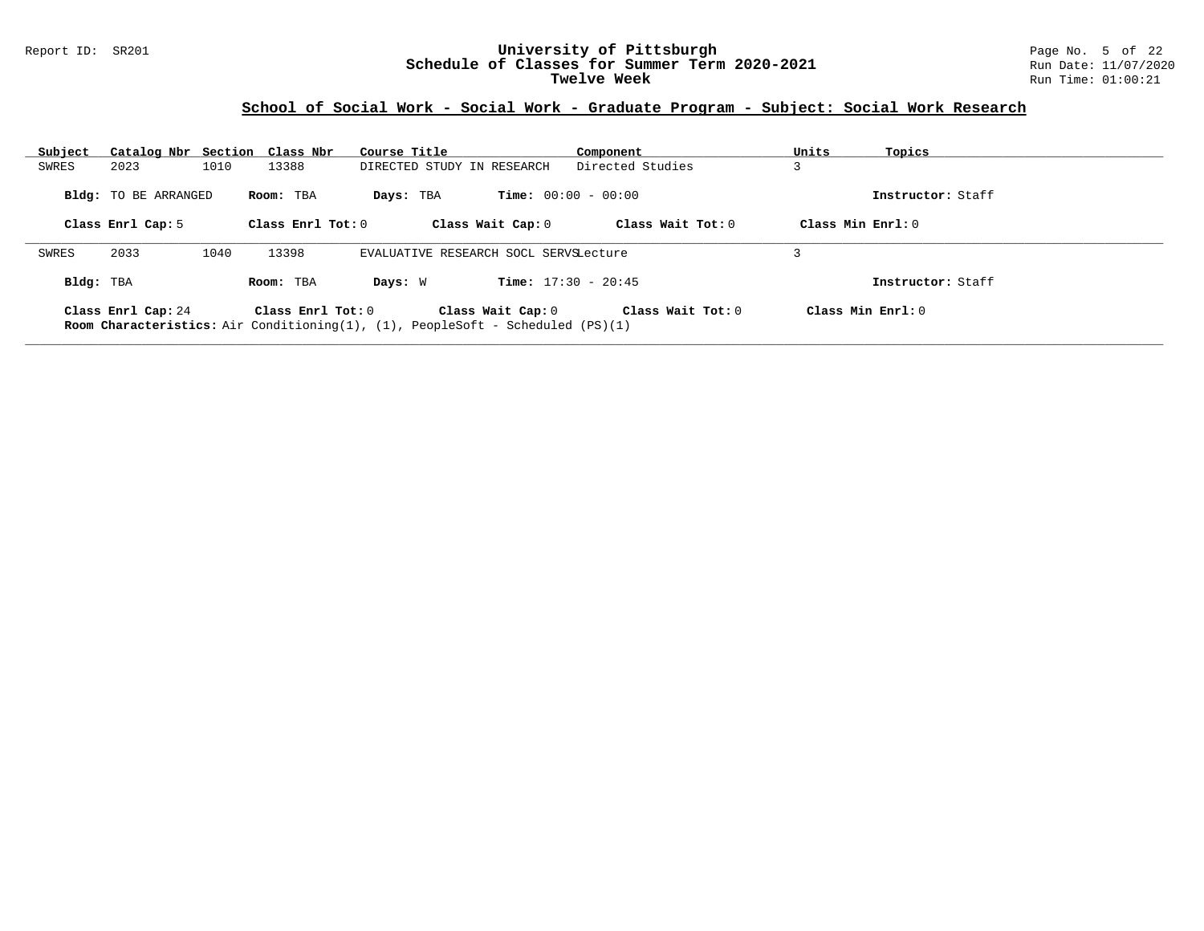# University of Pittsburgh
## Schedule of Classes for Summer Term 2020-2021
### Twelve Week

Report ID: SR201

Run Date: 11/07/2020
Run Time: 01:00:21

## School of Social Work - Social Work - Graduate Program - Subject: Social Work Research

| Subject | Catalog Nbr | Section | Class Nbr | Course Title | Component | Units | Topics |
|---|---|---|---|---|---|---|---|
| SWRES | 2023 | 1010 | 13388 | DIRECTED STUDY IN RESEARCH | Directed Studies | 3 | |

**Bldg:** TO BE ARRANGED **Room:** TBA **Days:** TBA **Time:** 00:00 - 00:00 **Instructor:** Staff

**Class Enrl Cap:** 5 **Class Enrl Tot:** 0 **Class Wait Cap:** 0 **Class Wait Tot:** 0 **Class Min Enrl:** 0

---

| Subject | Catalog Nbr | Section | Class Nbr | Course Title | Component | Units | Topics |
|---|---|---|---|---|---|---|---|
| SWRES | 2033 | 1040 | 13398 | EVALUATIVE RESEARCH SOCL SERVS | Lecture | 3 | |

**Bldg:** TBA **Room:** TBA **Days:** W **Time:** 17:30 - 20:45 **Instructor:** Staff

**Class Enrl Cap:** 24 **Class Enrl Tot:** 0 **Class Wait Cap:** 0 **Class Wait Tot:** 0 **Class Min Enrl:** 0

**Room Characteristics:** Air Conditioning(1), (1), PeopleSoft - Scheduled (PS)(1)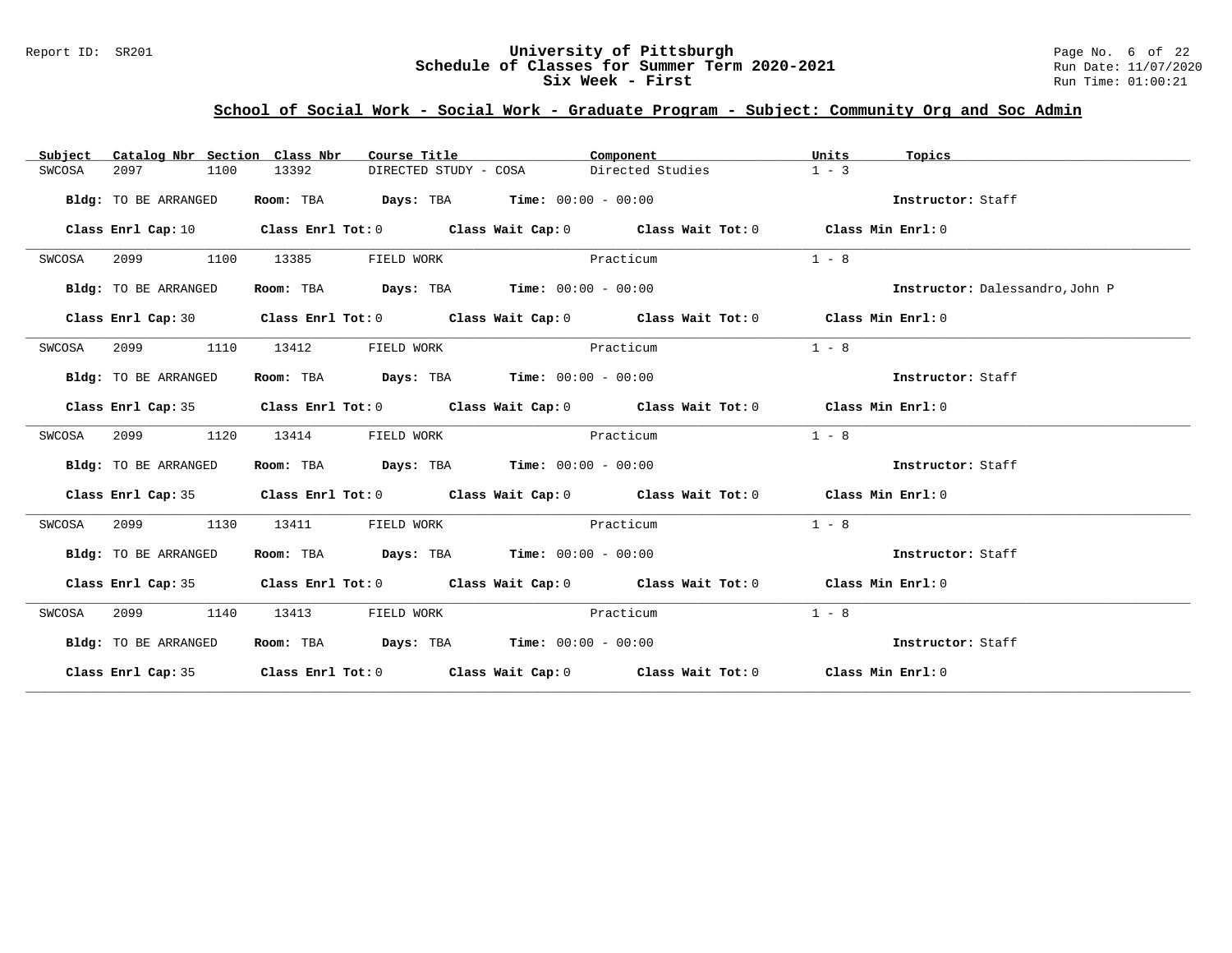# University of Pittsburgh
## Schedule of Classes for Summer Term 2020-2021
### Six Week - First

Report ID: SR201

Run Date: 11/07/2020
Run Time: 01:00:21

## School of Social Work - Social Work - Graduate Program - Subject: Community Org and Soc Admin

| Subject | Catalog Nbr | Section | Class Nbr | Course Title | Component | Units | Topics |
| --- | --- | --- | --- | --- | --- | --- | --- |
| SWCOSA | 2097 | 1100 | 13392 | DIRECTED STUDY - COSA | Directed Studies | 1 - 3 | |

**Bldg:** TO BE ARRANGED **Room:** TBA **Days:** TBA **Time:** 00:00 - 00:00 **Instructor:** Staff

**Class Enrl Cap:** 10 **Class Enrl Tot:** 0 **Class Wait Cap:** 0 **Class Wait Tot:** 0 **Class Min Enrl:** 0

---

| Subject | Catalog Nbr | Section | Class Nbr | Course Title | Component | Units | Topics |
| --- | --- | --- | --- | --- | --- | --- | --- |
| SWCOSA | 2099 | 1100 | 13385 | FIELD WORK | Practicum | 1 - 8 | |

**Bldg:** TO BE ARRANGED **Room:** TBA **Days:** TBA **Time:** 00:00 - 00:00 **Instructor:** Dalessandro,John P

**Class Enrl Cap:** 30 **Class Enrl Tot:** 0 **Class Wait Cap:** 0 **Class Wait Tot:** 0 **Class Min Enrl:** 0

---

| Subject | Catalog Nbr | Section | Class Nbr | Course Title | Component | Units | Topics |
| --- | --- | --- | --- | --- | --- | --- | --- |
| SWCOSA | 2099 | 1110 | 13412 | FIELD WORK | Practicum | 1 - 8 | |

**Bldg:** TO BE ARRANGED **Room:** TBA **Days:** TBA **Time:** 00:00 - 00:00 **Instructor:** Staff

**Class Enrl Cap:** 35 **Class Enrl Tot:** 0 **Class Wait Cap:** 0 **Class Wait Tot:** 0 **Class Min Enrl:** 0

---

| Subject | Catalog Nbr | Section | Class Nbr | Course Title | Component | Units | Topics |
| --- | --- | --- | --- | --- | --- | --- | --- |
| SWCOSA | 2099 | 1120 | 13414 | FIELD WORK | Practicum | 1 - 8 | |

**Bldg:** TO BE ARRANGED **Room:** TBA **Days:** TBA **Time:** 00:00 - 00:00 **Instructor:** Staff

**Class Enrl Cap:** 35 **Class Enrl Tot:** 0 **Class Wait Cap:** 0 **Class Wait Tot:** 0 **Class Min Enrl:** 0

---

| Subject | Catalog Nbr | Section | Class Nbr | Course Title | Component | Units | Topics |
| --- | --- | --- | --- | --- | --- | --- | --- |
| SWCOSA | 2099 | 1130 | 13411 | FIELD WORK | Practicum | 1 - 8 | |

**Bldg:** TO BE ARRANGED **Room:** TBA **Days:** TBA **Time:** 00:00 - 00:00 **Instructor:** Staff

**Class Enrl Cap:** 35 **Class Enrl Tot:** 0 **Class Wait Cap:** 0 **Class Wait Tot:** 0 **Class Min Enrl:** 0

---

| Subject | Catalog Nbr | Section | Class Nbr | Course Title | Component | Units | Topics |
| --- | --- | --- | --- | --- | --- | --- | --- |
| SWCOSA | 2099 | 1140 | 13413 | FIELD WORK | Practicum | 1 - 8 | |

**Bldg:** TO BE ARRANGED **Room:** TBA **Days:** TBA **Time:** 00:00 - 00:00 **Instructor:** Staff

**Class Enrl Cap:** 35 **Class Enrl Tot:** 0 **Class Wait Cap:** 0 **Class Wait Tot:** 0 **Class Min Enrl:** 0

---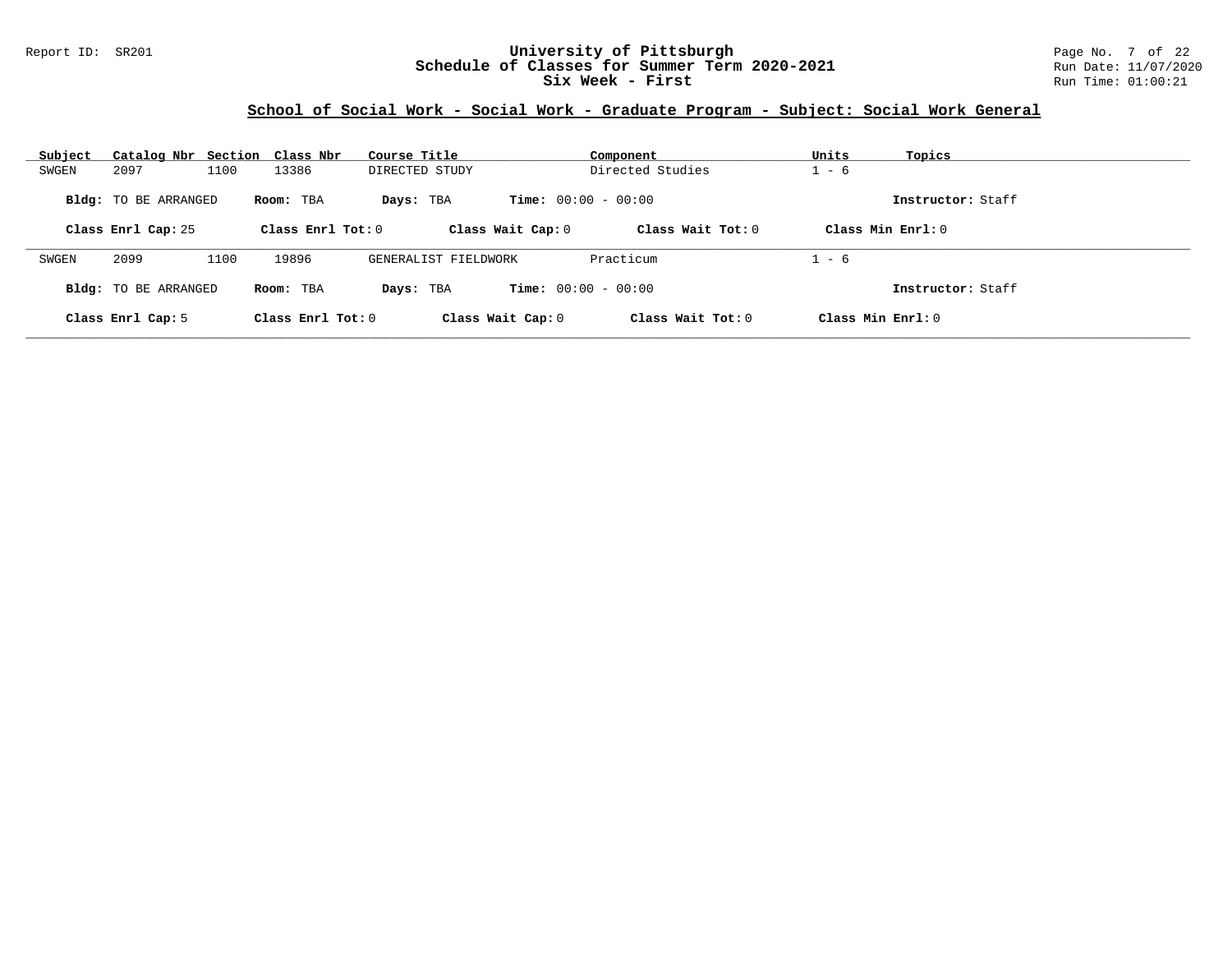# University of Pittsburgh
## Schedule of Classes for Summer Term 2020-2021
### Six Week - First

Report ID: SR201

Run Date: 11/07/2020
Run Time: 01:00:21

## School of Social Work - Social Work - Graduate Program - Subject: Social Work General

| Subject | Catalog Nbr | Section | Class Nbr | Course Title | Component | Units | Topics |
|---|---|---|---|---|---|---|---|
| SWGEN | 2097 | 1100 | 13386 | DIRECTED STUDY | Directed Studies | 1 - 6 | |

**Bldg:** TO BE ARRANGED **Room:** TBA **Days:** TBA **Time:** 00:00 - 00:00 **Instructor:** Staff

**Class Enrl Cap:** 25 **Class Enrl Tot:** 0 **Class Wait Cap:** 0 **Class Wait Tot:** 0 **Class Min Enrl:** 0

| Subject | Catalog Nbr | Section | Class Nbr | Course Title | Component | Units | Topics |
|---|---|---|---|---|---|---|---|
| SWGEN | 2099 | 1100 | 19896 | GENERALIST FIELDWORK | Practicum | 1 - 6 | |

**Bldg:** TO BE ARRANGED **Room:** TBA **Days:** TBA **Time:** 00:00 - 00:00 **Instructor:** Staff

**Class Enrl Cap:** 5 **Class Enrl Tot:** 0 **Class Wait Cap:** 0 **Class Wait Tot:** 0 **Class Min Enrl:** 0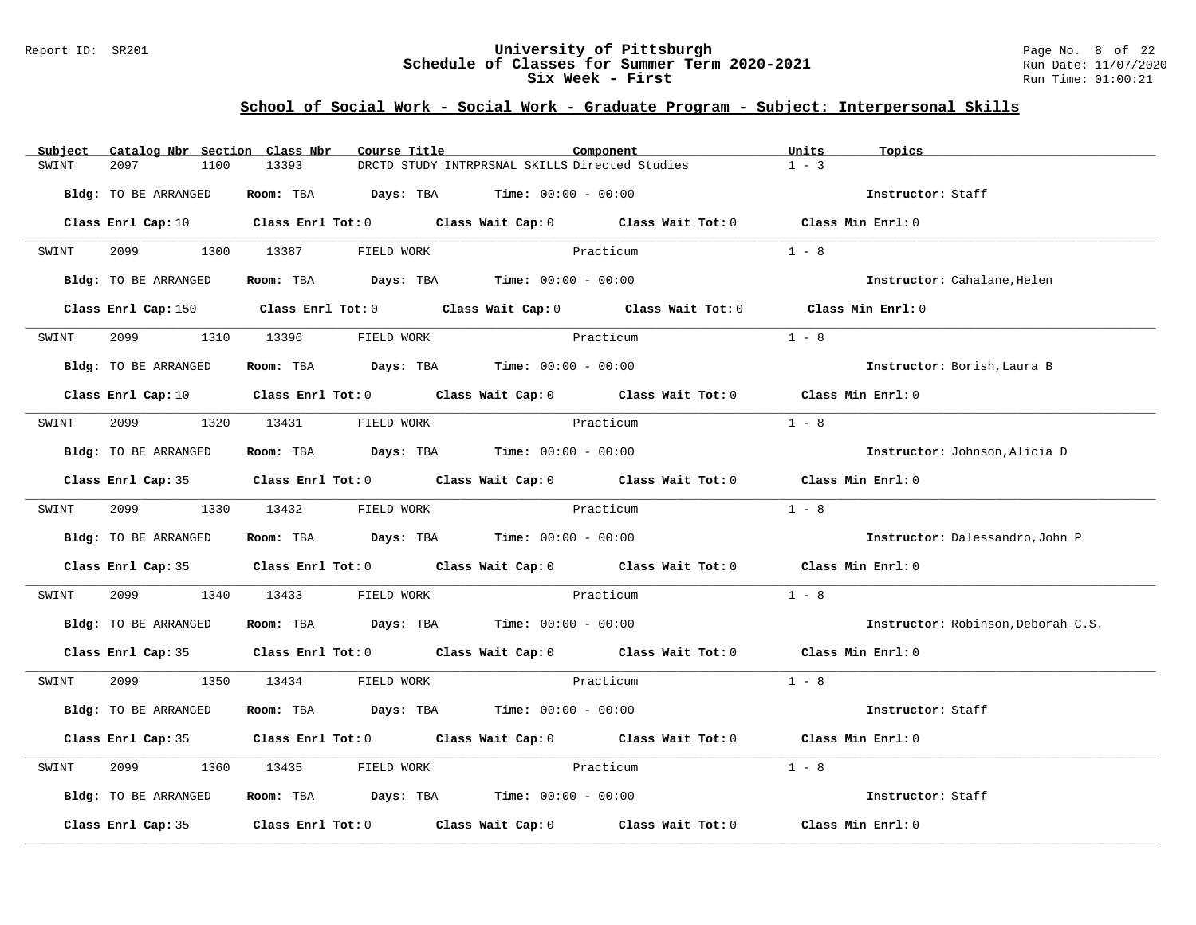# University of Pittsburgh
## Schedule of Classes for Summer Term 2020-2021
### Six Week - First

## School of Social Work - Social Work - Graduate Program - Subject: Interpersonal Skills

| Subject | Catalog Nbr | Section | Class Nbr | Course Title | Component | Units | Topics |
|---|---|---|---|---|---|---|---|
| SWINT | 2097 | 1100 | 13393 | DRCTD STUDY INTRPRSNAL SKILLS | Directed Studies | 1 - 3 | |

**Bldg:** TO BE ARRANGED **Room:** TBA **Days:** TBA **Time:** 00:00 - 00:00 **Instructor:** Staff

**Class Enrl Cap:** 10 **Class Enrl Tot:** 0 **Class Wait Cap:** 0 **Class Wait Tot:** 0 **Class Min Enrl:** 0

---

| Subject | Catalog Nbr | Section | Class Nbr | Course Title | Component | Units | Topics |
|---|---|---|---|---|---|---|---|
| SWINT | 2099 | 1300 | 13387 | FIELD WORK | Practicum | 1 - 8 | |

**Bldg:** TO BE ARRANGED **Room:** TBA **Days:** TBA **Time:** 00:00 - 00:00 **Instructor:** Cahalane,Helen

**Class Enrl Cap:** 150 **Class Enrl Tot:** 0 **Class Wait Cap:** 0 **Class Wait Tot:** 0 **Class Min Enrl:** 0

---

| Subject | Catalog Nbr | Section | Class Nbr | Course Title | Component | Units | Topics |
|---|---|---|---|---|---|---|---|
| SWINT | 2099 | 1310 | 13396 | FIELD WORK | Practicum | 1 - 8 | |

**Bldg:** TO BE ARRANGED **Room:** TBA **Days:** TBA **Time:** 00:00 - 00:00 **Instructor:** Borish,Laura B

**Class Enrl Cap:** 10 **Class Enrl Tot:** 0 **Class Wait Cap:** 0 **Class Wait Tot:** 0 **Class Min Enrl:** 0

---

| Subject | Catalog Nbr | Section | Class Nbr | Course Title | Component | Units | Topics |
|---|---|---|---|---|---|---|---|
| SWINT | 2099 | 1320 | 13431 | FIELD WORK | Practicum | 1 - 8 | |

**Bldg:** TO BE ARRANGED **Room:** TBA **Days:** TBA **Time:** 00:00 - 00:00 **Instructor:** Johnson,Alicia D

**Class Enrl Cap:** 35 **Class Enrl Tot:** 0 **Class Wait Cap:** 0 **Class Wait Tot:** 0 **Class Min Enrl:** 0

---

| Subject | Catalog Nbr | Section | Class Nbr | Course Title | Component | Units | Topics |
|---|---|---|---|---|---|---|---|
| SWINT | 2099 | 1330 | 13432 | FIELD WORK | Practicum | 1 - 8 | |

**Bldg:** TO BE ARRANGED **Room:** TBA **Days:** TBA **Time:** 00:00 - 00:00 **Instructor:** Dalessandro,John P

**Class Enrl Cap:** 35 **Class Enrl Tot:** 0 **Class Wait Cap:** 0 **Class Wait Tot:** 0 **Class Min Enrl:** 0

---

| Subject | Catalog Nbr | Section | Class Nbr | Course Title | Component | Units | Topics |
|---|---|---|---|---|---|---|---|
| SWINT | 2099 | 1340 | 13433 | FIELD WORK | Practicum | 1 - 8 | |

**Bldg:** TO BE ARRANGED **Room:** TBA **Days:** TBA **Time:** 00:00 - 00:00 **Instructor:** Robinson,Deborah C.S.

**Class Enrl Cap:** 35 **Class Enrl Tot:** 0 **Class Wait Cap:** 0 **Class Wait Tot:** 0 **Class Min Enrl:** 0

---

| Subject | Catalog Nbr | Section | Class Nbr | Course Title | Component | Units | Topics |
|---|---|---|---|---|---|---|---|
| SWINT | 2099 | 1350 | 13434 | FIELD WORK | Practicum | 1 - 8 | |

**Bldg:** TO BE ARRANGED **Room:** TBA **Days:** TBA **Time:** 00:00 - 00:00 **Instructor:** Staff

**Class Enrl Cap:** 35 **Class Enrl Tot:** 0 **Class Wait Cap:** 0 **Class Wait Tot:** 0 **Class Min Enrl:** 0

---

| Subject | Catalog Nbr | Section | Class Nbr | Course Title | Component | Units | Topics |
|---|---|---|---|---|---|---|---|
| SWINT | 2099 | 1360 | 13435 | FIELD WORK | Practicum | 1 - 8 | |

**Bldg:** TO BE ARRANGED **Room:** TBA **Days:** TBA **Time:** 00:00 - 00:00 **Instructor:** Staff

**Class Enrl Cap:** 35 **Class Enrl Tot:** 0 **Class Wait Cap:** 0 **Class Wait Tot:** 0 **Class Min Enrl:** 0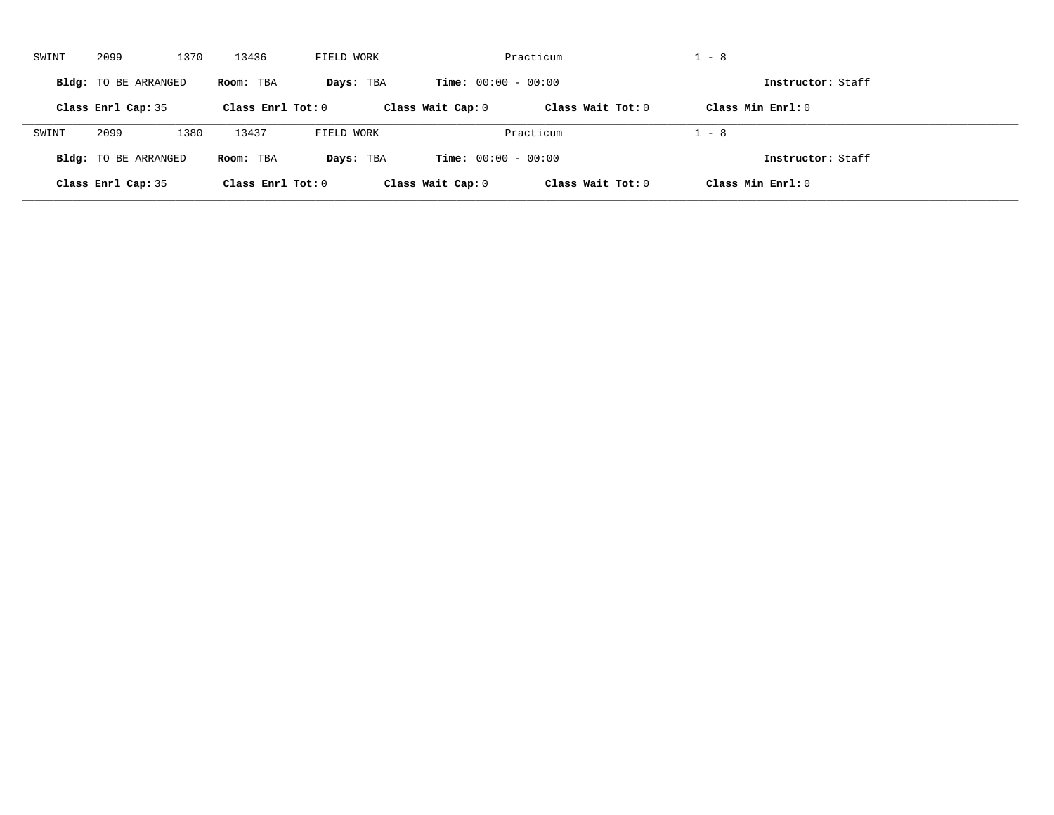SWINT 2099 1370 13436 FIELD WORK Practicum 1 - 8

**Bldg:** TO BE ARRANGED **Room:** TBA **Days:** TBA **Time:** 00:00 - 00:00 **Instructor:** Staff

**Class Enrl Cap:** 35 **Class Enrl Tot:** 0 **Class Wait Cap:** 0 **Class Wait Tot:** 0 **Class Min Enrl:** 0

---

SWINT 2099 1380 13437 FIELD WORK Practicum 1 - 8

**Bldg:** TO BE ARRANGED **Room:** TBA **Days:** TBA **Time:** 00:00 - 00:00 **Instructor:** Staff

**Class Enrl Cap:** 35 **Class Enrl Tot:** 0 **Class Wait Cap:** 0 **Class Wait Tot:** 0 **Class Min Enrl:** 0

---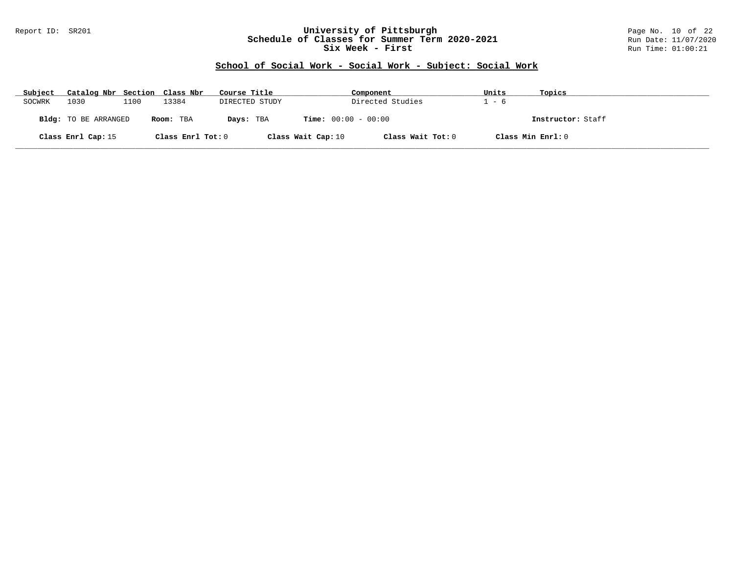# University of Pittsburgh
## Schedule of Classes for Summer Term 2020-2021
## Six Week - First

### School of Social Work - Social Work - Subject: Social Work

| Subject | Catalog Nbr | Section | Class Nbr | Course Title | Component | Units | Topics |
|---|---|---|---|---|---|---|---|
| SOCWRK | 1030 | 1100 | 13384 | DIRECTED STUDY | Directed Studies | 1 - 6 | |

**Bldg:** TO BE ARRANGED **Room:** TBA **Days:** TBA **Time:** 00:00 - 00:00 **Instructor:** Staff

**Class Enrl Cap:** 15 **Class Enrl Tot:** 0 **Class Wait Cap:** 10 **Class Wait Tot:** 0 **Class Min Enrl:** 0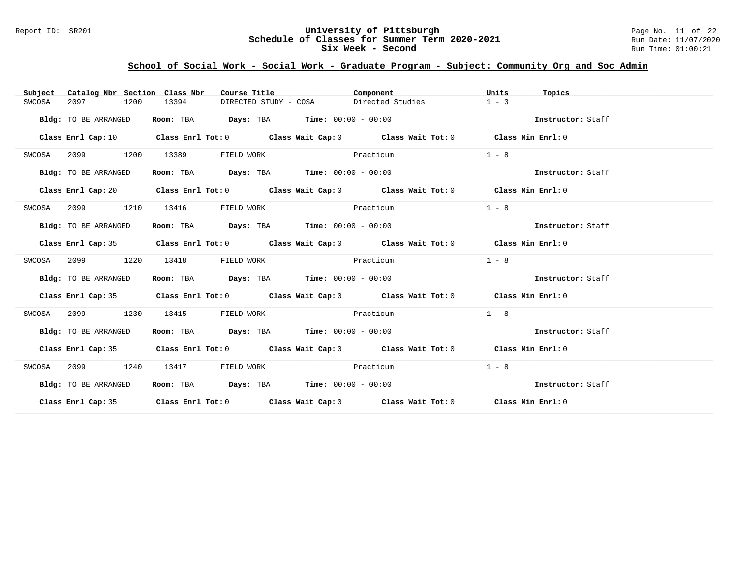# University of Pittsburgh
## Schedule of Classes for Summer Term 2020-2021
## Six Week - Second

Report ID: SR201

Run Date: 11/07/2020
Run Time: 01:00:21

## School of Social Work - Social Work - Graduate Program - Subject: Community Org and Soc Admin

| Subject | Catalog Nbr | Section | Class Nbr | Course Title | Component | Units | Topics |
|---|---|---|---|---|---|---|---|
| SWCOSA | 2097 | 1200 | 13394 | DIRECTED STUDY - COSA | Directed Studies | 1 - 3 | |

**Bldg:** TO BE ARRANGED **Room:** TBA **Days:** TBA **Time:** 00:00 - 00:00 **Instructor:** Staff

**Class Enrl Cap:** 10 **Class Enrl Tot:** 0 **Class Wait Cap:** 0 **Class Wait Tot:** 0 **Class Min Enrl:** 0

| Subject | Catalog Nbr | Section | Class Nbr | Course Title | Component | Units | Topics |
|---|---|---|---|---|---|---|---|
| SWCOSA | 2099 | 1200 | 13389 | FIELD WORK | Practicum | 1 - 8 | |

**Bldg:** TO BE ARRANGED **Room:** TBA **Days:** TBA **Time:** 00:00 - 00:00 **Instructor:** Staff

**Class Enrl Cap:** 20 **Class Enrl Tot:** 0 **Class Wait Cap:** 0 **Class Wait Tot:** 0 **Class Min Enrl:** 0

| Subject | Catalog Nbr | Section | Class Nbr | Course Title | Component | Units | Topics |
|---|---|---|---|---|---|---|---|
| SWCOSA | 2099 | 1210 | 13416 | FIELD WORK | Practicum | 1 - 8 | |

**Bldg:** TO BE ARRANGED **Room:** TBA **Days:** TBA **Time:** 00:00 - 00:00 **Instructor:** Staff

**Class Enrl Cap:** 35 **Class Enrl Tot:** 0 **Class Wait Cap:** 0 **Class Wait Tot:** 0 **Class Min Enrl:** 0

| Subject | Catalog Nbr | Section | Class Nbr | Course Title | Component | Units | Topics |
|---|---|---|---|---|---|---|---|
| SWCOSA | 2099 | 1220 | 13418 | FIELD WORK | Practicum | 1 - 8 | |

**Bldg:** TO BE ARRANGED **Room:** TBA **Days:** TBA **Time:** 00:00 - 00:00 **Instructor:** Staff

**Class Enrl Cap:** 35 **Class Enrl Tot:** 0 **Class Wait Cap:** 0 **Class Wait Tot:** 0 **Class Min Enrl:** 0

| Subject | Catalog Nbr | Section | Class Nbr | Course Title | Component | Units | Topics |
|---|---|---|---|---|---|---|---|
| SWCOSA | 2099 | 1230 | 13415 | FIELD WORK | Practicum | 1 - 8 | |

**Bldg:** TO BE ARRANGED **Room:** TBA **Days:** TBA **Time:** 00:00 - 00:00 **Instructor:** Staff

**Class Enrl Cap:** 35 **Class Enrl Tot:** 0 **Class Wait Cap:** 0 **Class Wait Tot:** 0 **Class Min Enrl:** 0

| Subject | Catalog Nbr | Section | Class Nbr | Course Title | Component | Units | Topics |
|---|---|---|---|---|---|---|---|
| SWCOSA | 2099 | 1240 | 13417 | FIELD WORK | Practicum | 1 - 8 | |

**Bldg:** TO BE ARRANGED **Room:** TBA **Days:** TBA **Time:** 00:00 - 00:00 **Instructor:** Staff

**Class Enrl Cap:** 35 **Class Enrl Tot:** 0 **Class Wait Cap:** 0 **Class Wait Tot:** 0 **Class Min Enrl:** 0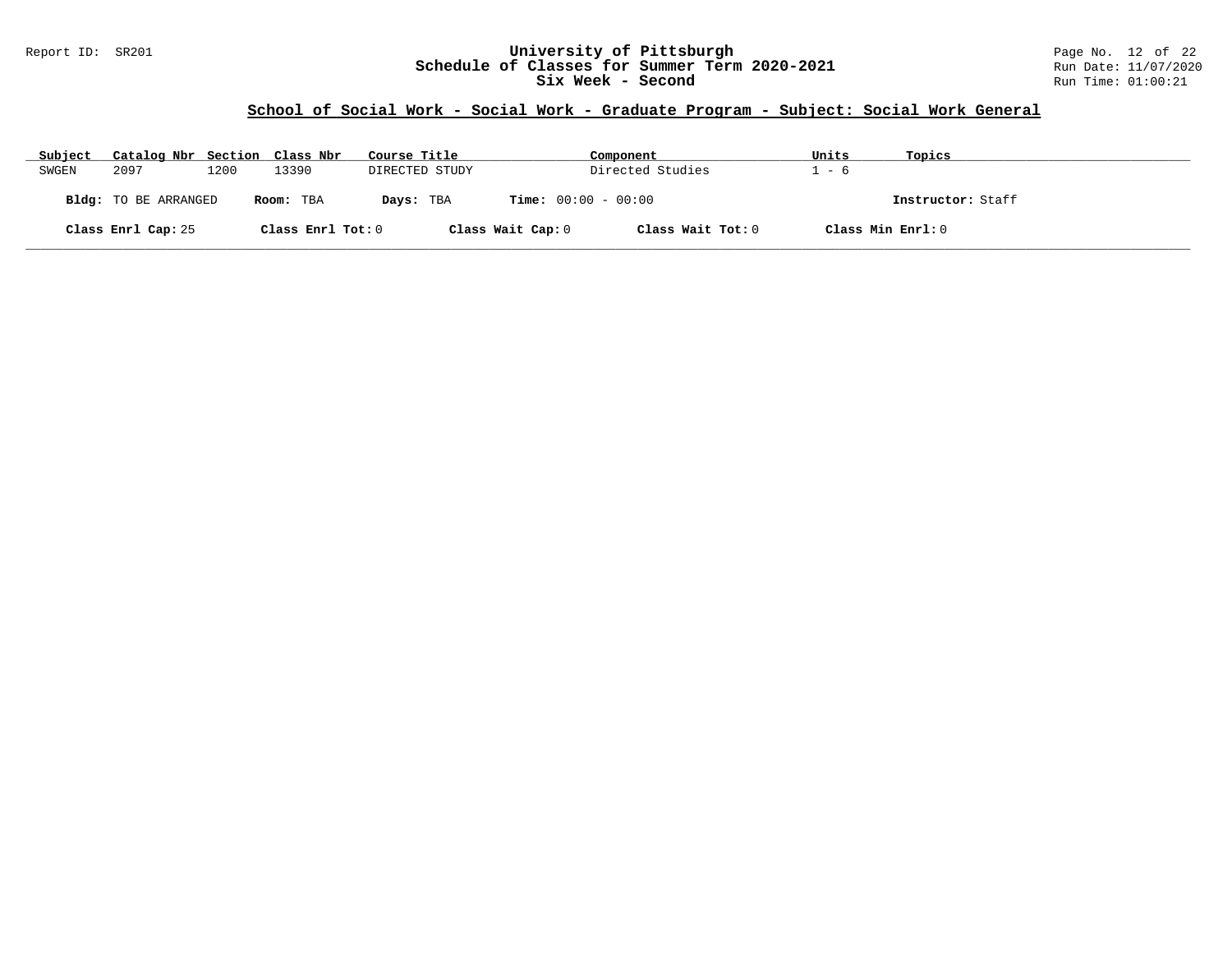University of Pittsburgh
Schedule of Classes for Summer Term 2020-2021
Six Week - Second

Report ID: SR201

Run Date: 11/07/2020
Run Time: 01:00:21

## School of Social Work - Social Work - Graduate Program - Subject: Social Work General

| Subject | Catalog Nbr | Section | Class Nbr | Course Title | Component | Units | Topics |
|---|---|---|---|---|---|---|---|
| SWGEN | 2097 | 1200 | 13390 | DIRECTED STUDY | Directed Studies | 1 - 6 | |

**Bldg:** TO BE ARRANGED **Room:** TBA **Days:** TBA **Time:** 00:00 - 00:00 **Instructor:** Staff

**Class Enrl Cap:** 25 **Class Enrl Tot:** 0 **Class Wait Cap:** 0 **Class Wait Tot:** 0 **Class Min Enrl:** 0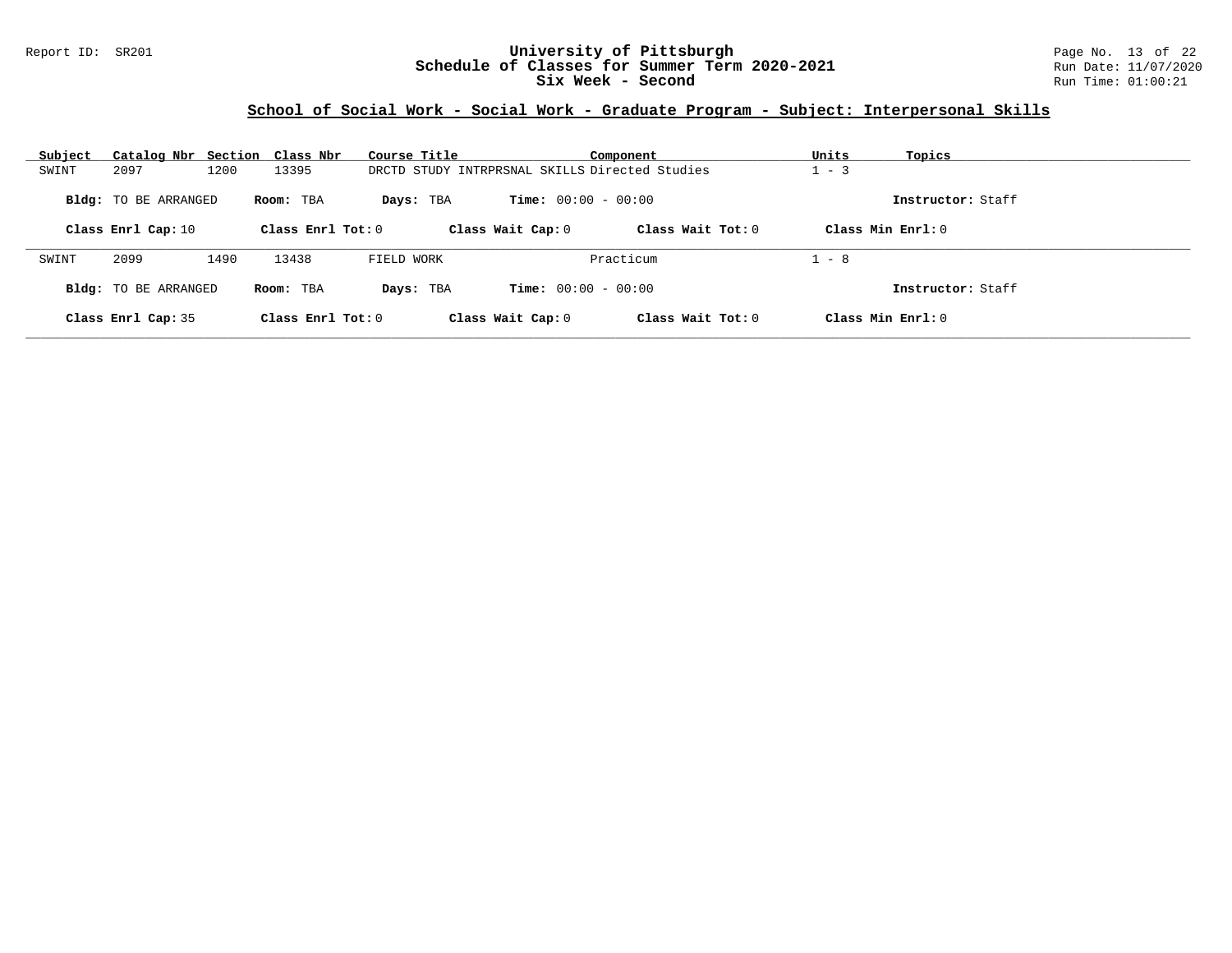## School of Social Work - Social Work - Graduate Program - Subject: Interpersonal Skills

| Subject | Catalog Nbr | Section | Class Nbr | Course Title | Component | Units | Topics |
|---|---|---|---|---|---|---|---|
| SWINT | 2097 | 1200 | 13395 | DRCTD STUDY INTRPRSNAL SKILLS | Directed Studies | 1 - 3 | |

**Bldg:** TO BE ARRANGED **Room:** TBA **Days:** TBA **Time:** 00:00 - 00:00 **Instructor:** Staff

**Class Enrl Cap:** 10 **Class Enrl Tot:** 0 **Class Wait Cap:** 0 **Class Wait Tot:** 0 **Class Min Enrl:** 0

---

| Subject | Catalog Nbr | Section | Class Nbr | Course Title | Component | Units | Topics |
|---|---|---|---|---|---|---|---|
| SWINT | 2099 | 1490 | 13438 | FIELD WORK | Practicum | 1 - 8 | |

**Bldg:** TO BE ARRANGED **Room:** TBA **Days:** TBA **Time:** 00:00 - 00:00 **Instructor:** Staff

**Class Enrl Cap:** 35 **Class Enrl Tot:** 0 **Class Wait Cap:** 0 **Class Wait Tot:** 0 **Class Min Enrl:** 0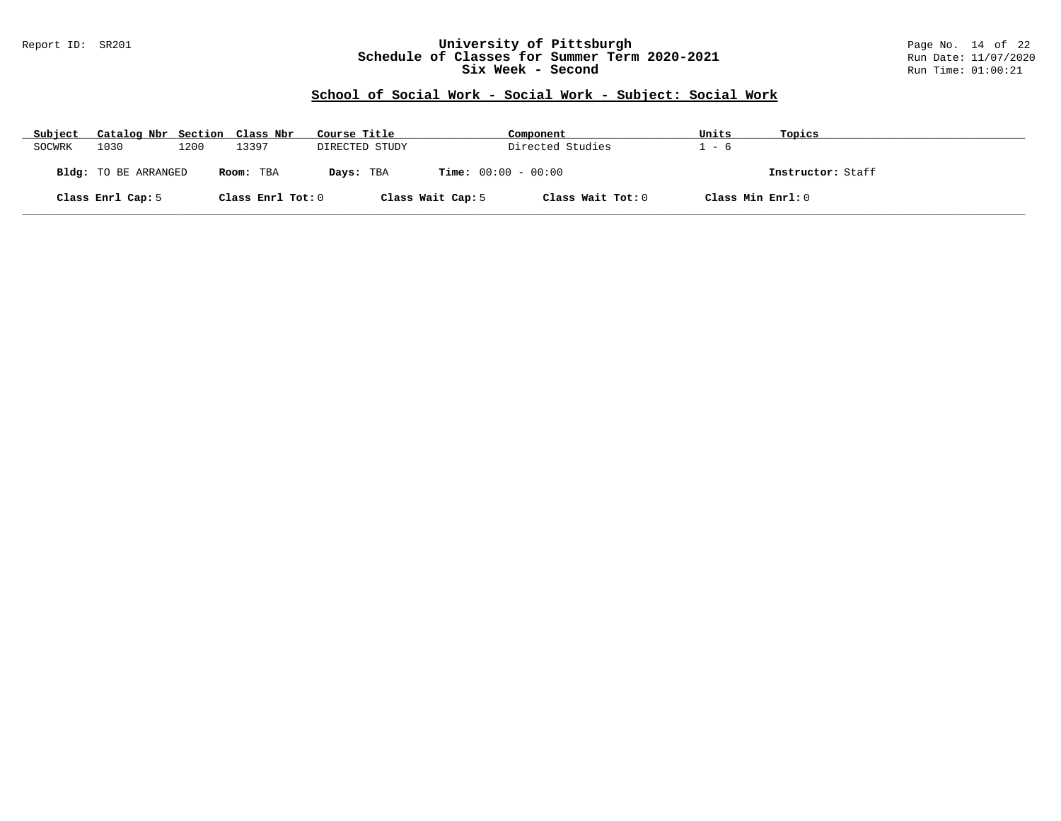# University of Pittsburgh
## Schedule of Classes for Summer Term 2020-2021
## Six Week - Second

Report ID: SR201

Run Date: 11/07/2020
Run Time: 01:00:21

### School of Social Work - Social Work - Subject: Social Work

| Subject | Catalog Nbr | Section | Class Nbr | Course Title | Component | Units | Topics |
|---|---|---|---|---|---|---|---|
| SOCWRK | 1030 | 1200 | 13397 | DIRECTED STUDY | Directed Studies | 1 - 6 | |

**Bldg:** TO BE ARRANGED **Room:** TBA **Days:** TBA **Time:** 00:00 - 00:00 **Instructor:** Staff

**Class Enrl Cap:** 5 **Class Enrl Tot:** 0 **Class Wait Cap:** 5 **Class Wait Tot:** 0 **Class Min Enrl:** 0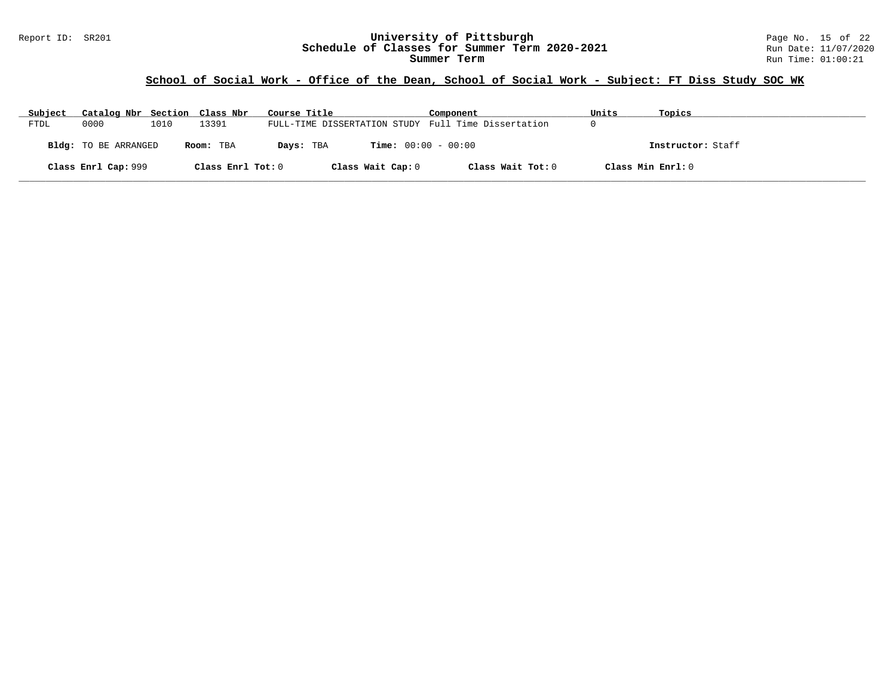## School of Social Work - Office of the Dean, School of Social Work - Subject: FT Diss Study SOC WK

| Subject | Catalog Nbr | Section | Class Nbr | Course Title | Component | Units | Topics |
|---|---|---|---|---|---|---|---|
| FTDL | 0000 | 1010 | 13391 | FULL-TIME DISSERTATION STUDY | Full Time Dissertation | 0 | |

**Bldg:** TO BE ARRANGED **Room:** TBA **Days:** TBA **Time:** 00:00 - 00:00 **Instructor:** Staff

**Class Enrl Cap:** 999 **Class Enrl Tot:** 0 **Class Wait Cap:** 0 **Class Wait Tot:** 0 **Class Min Enrl:** 0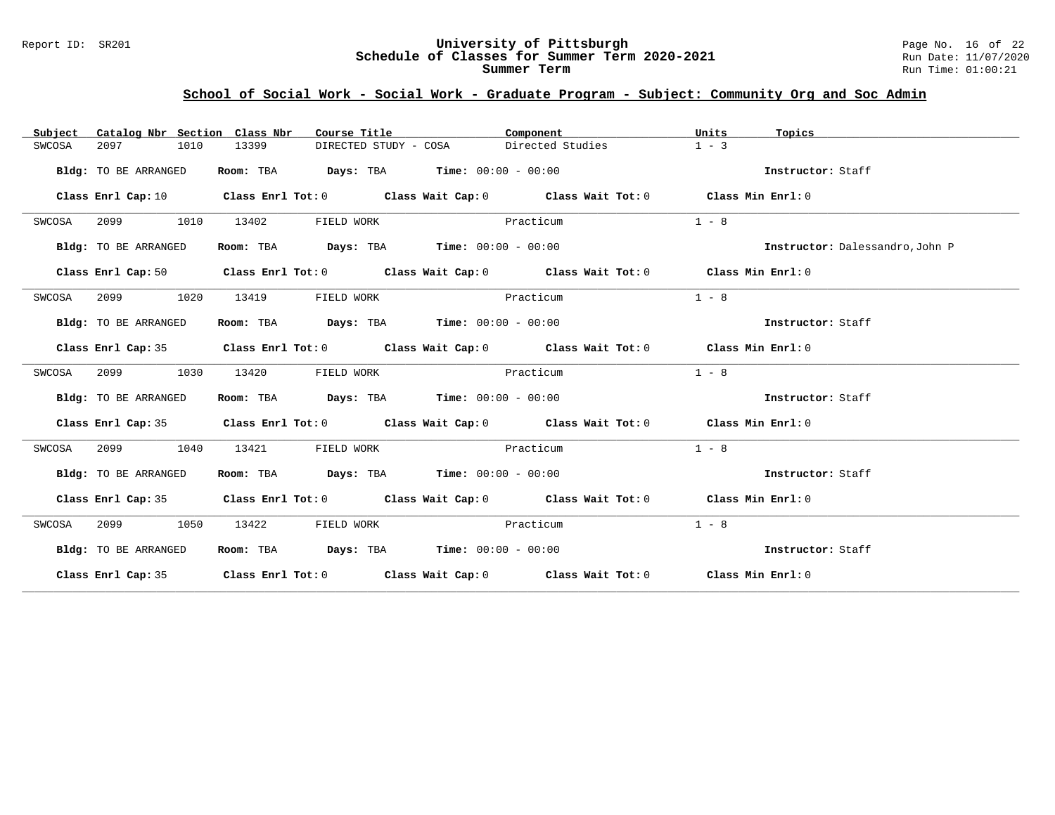## School of Social Work - Social Work - Graduate Program - Subject: Community Org and Soc Admin

| Subject | Catalog Nbr | Section | Class Nbr | Course Title | Component | Units | Topics |
|---|---|---|---|---|---|---|---|
| SWCOSA | 2097 | 1010 | 13399 | DIRECTED STUDY - COSA | Directed Studies | 1 - 3 | |

**Bldg:** TO BE ARRANGED **Room:** TBA **Days:** TBA **Time:** 00:00 - 00:00 **Instructor:** Staff

**Class Enrl Cap:** 10 **Class Enrl Tot:** 0 **Class Wait Cap:** 0 **Class Wait Tot:** 0 **Class Min Enrl:** 0

| Subject | Catalog Nbr | Section | Class Nbr | Course Title | Component | Units | Topics |
|---|---|---|---|---|---|---|---|
| SWCOSA | 2099 | 1010 | 13402 | FIELD WORK | Practicum | 1 - 8 | |

**Bldg:** TO BE ARRANGED **Room:** TBA **Days:** TBA **Time:** 00:00 - 00:00 **Instructor:** Dalessandro,John P

**Class Enrl Cap:** 50 **Class Enrl Tot:** 0 **Class Wait Cap:** 0 **Class Wait Tot:** 0 **Class Min Enrl:** 0

| Subject | Catalog Nbr | Section | Class Nbr | Course Title | Component | Units | Topics |
|---|---|---|---|---|---|---|---|
| SWCOSA | 2099 | 1020 | 13419 | FIELD WORK | Practicum | 1 - 8 | |

**Bldg:** TO BE ARRANGED **Room:** TBA **Days:** TBA **Time:** 00:00 - 00:00 **Instructor:** Staff

**Class Enrl Cap:** 35 **Class Enrl Tot:** 0 **Class Wait Cap:** 0 **Class Wait Tot:** 0 **Class Min Enrl:** 0

| Subject | Catalog Nbr | Section | Class Nbr | Course Title | Component | Units | Topics |
|---|---|---|---|---|---|---|---|
| SWCOSA | 2099 | 1030 | 13420 | FIELD WORK | Practicum | 1 - 8 | |

**Bldg:** TO BE ARRANGED **Room:** TBA **Days:** TBA **Time:** 00:00 - 00:00 **Instructor:** Staff

**Class Enrl Cap:** 35 **Class Enrl Tot:** 0 **Class Wait Cap:** 0 **Class Wait Tot:** 0 **Class Min Enrl:** 0

| Subject | Catalog Nbr | Section | Class Nbr | Course Title | Component | Units | Topics |
|---|---|---|---|---|---|---|---|
| SWCOSA | 2099 | 1040 | 13421 | FIELD WORK | Practicum | 1 - 8 | |

**Bldg:** TO BE ARRANGED **Room:** TBA **Days:** TBA **Time:** 00:00 - 00:00 **Instructor:** Staff

**Class Enrl Cap:** 35 **Class Enrl Tot:** 0 **Class Wait Cap:** 0 **Class Wait Tot:** 0 **Class Min Enrl:** 0

| Subject | Catalog Nbr | Section | Class Nbr | Course Title | Component | Units | Topics |
|---|---|---|---|---|---|---|---|
| SWCOSA | 2099 | 1050 | 13422 | FIELD WORK | Practicum | 1 - 8 | |

**Bldg:** TO BE ARRANGED **Room:** TBA **Days:** TBA **Time:** 00:00 - 00:00 **Instructor:** Staff

**Class Enrl Cap:** 35 **Class Enrl Tot:** 0 **Class Wait Cap:** 0 **Class Wait Tot:** 0 **Class Min Enrl:** 0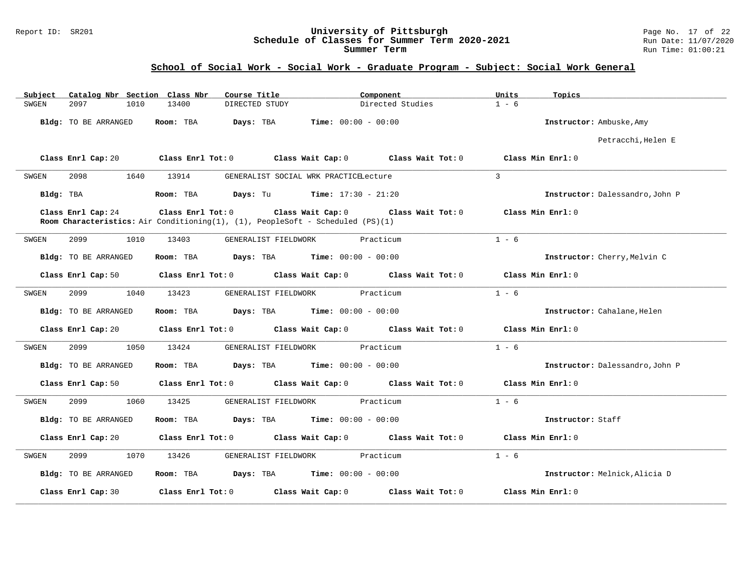## School of Social Work - Social Work - Graduate Program - Subject: Social Work General

| Subject | Catalog Nbr | Section | Class Nbr | Course Title | Component | Units | Topics |
|---|---|---|---|---|---|---|---|
| SWGEN | 2097 | 1010 | 13400 | DIRECTED STUDY | Directed Studies | 1 - 6 | |

**Bldg:** TO BE ARRANGED **Room:** TBA **Days:** TBA **Time:** 00:00 - 00:00 **Instructor:** Ambuske,Amy; Petracchi,Helen E

**Class Enrl Cap:** 20 **Class Enrl Tot:** 0 **Class Wait Cap:** 0 **Class Wait Tot:** 0 **Class Min Enrl:** 0

---

| Subject | Catalog Nbr | Section | Class Nbr | Course Title | Component | Units | Topics |
|---|---|---|---|---|---|---|---|
| SWGEN | 2098 | 1640 | 13914 | GENERALIST SOCIAL WRK PRACTICE | Lecture | 3 | |

**Bldg:** TBA **Room:** TBA **Days:** Tu **Time:** 17:30 - 21:20 **Instructor:** Dalessandro,John P

**Class Enrl Cap:** 24 **Class Enrl Tot:** 0 **Class Wait Cap:** 0 **Class Wait Tot:** 0 **Class Min Enrl:** 0

**Room Characteristics:** Air Conditioning(1), (1), PeopleSoft - Scheduled (PS)(1)

---

| Subject | Catalog Nbr | Section | Class Nbr | Course Title | Component | Units | Topics |
|---|---|---|---|---|---|---|---|
| SWGEN | 2099 | 1010 | 13403 | GENERALIST FIELDWORK | Practicum | 1 - 6 | |

**Bldg:** TO BE ARRANGED **Room:** TBA **Days:** TBA **Time:** 00:00 - 00:00 **Instructor:** Cherry,Melvin C

**Class Enrl Cap:** 50 **Class Enrl Tot:** 0 **Class Wait Cap:** 0 **Class Wait Tot:** 0 **Class Min Enrl:** 0

---

| Subject | Catalog Nbr | Section | Class Nbr | Course Title | Component | Units | Topics |
|---|---|---|---|---|---|---|---|
| SWGEN | 2099 | 1040 | 13423 | GENERALIST FIELDWORK | Practicum | 1 - 6 | |

**Bldg:** TO BE ARRANGED **Room:** TBA **Days:** TBA **Time:** 00:00 - 00:00 **Instructor:** Cahalane,Helen

**Class Enrl Cap:** 20 **Class Enrl Tot:** 0 **Class Wait Cap:** 0 **Class Wait Tot:** 0 **Class Min Enrl:** 0

---

| Subject | Catalog Nbr | Section | Class Nbr | Course Title | Component | Units | Topics |
|---|---|---|---|---|---|---|---|
| SWGEN | 2099 | 1050 | 13424 | GENERALIST FIELDWORK | Practicum | 1 - 6 | |

**Bldg:** TO BE ARRANGED **Room:** TBA **Days:** TBA **Time:** 00:00 - 00:00 **Instructor:** Dalessandro,John P

**Class Enrl Cap:** 50 **Class Enrl Tot:** 0 **Class Wait Cap:** 0 **Class Wait Tot:** 0 **Class Min Enrl:** 0

---

| Subject | Catalog Nbr | Section | Class Nbr | Course Title | Component | Units | Topics |
|---|---|---|---|---|---|---|---|
| SWGEN | 2099 | 1060 | 13425 | GENERALIST FIELDWORK | Practicum | 1 - 6 | |

**Bldg:** TO BE ARRANGED **Room:** TBA **Days:** TBA **Time:** 00:00 - 00:00 **Instructor:** Staff

**Class Enrl Cap:** 20 **Class Enrl Tot:** 0 **Class Wait Cap:** 0 **Class Wait Tot:** 0 **Class Min Enrl:** 0

---

| Subject | Catalog Nbr | Section | Class Nbr | Course Title | Component | Units | Topics |
|---|---|---|---|---|---|---|---|
| SWGEN | 2099 | 1070 | 13426 | GENERALIST FIELDWORK | Practicum | 1 - 6 | |

**Bldg:** TO BE ARRANGED **Room:** TBA **Days:** TBA **Time:** 00:00 - 00:00 **Instructor:** Melnick,Alicia D

**Class Enrl Cap:** 30 **Class Enrl Tot:** 0 **Class Wait Cap:** 0 **Class Wait Tot:** 0 **Class Min Enrl:** 0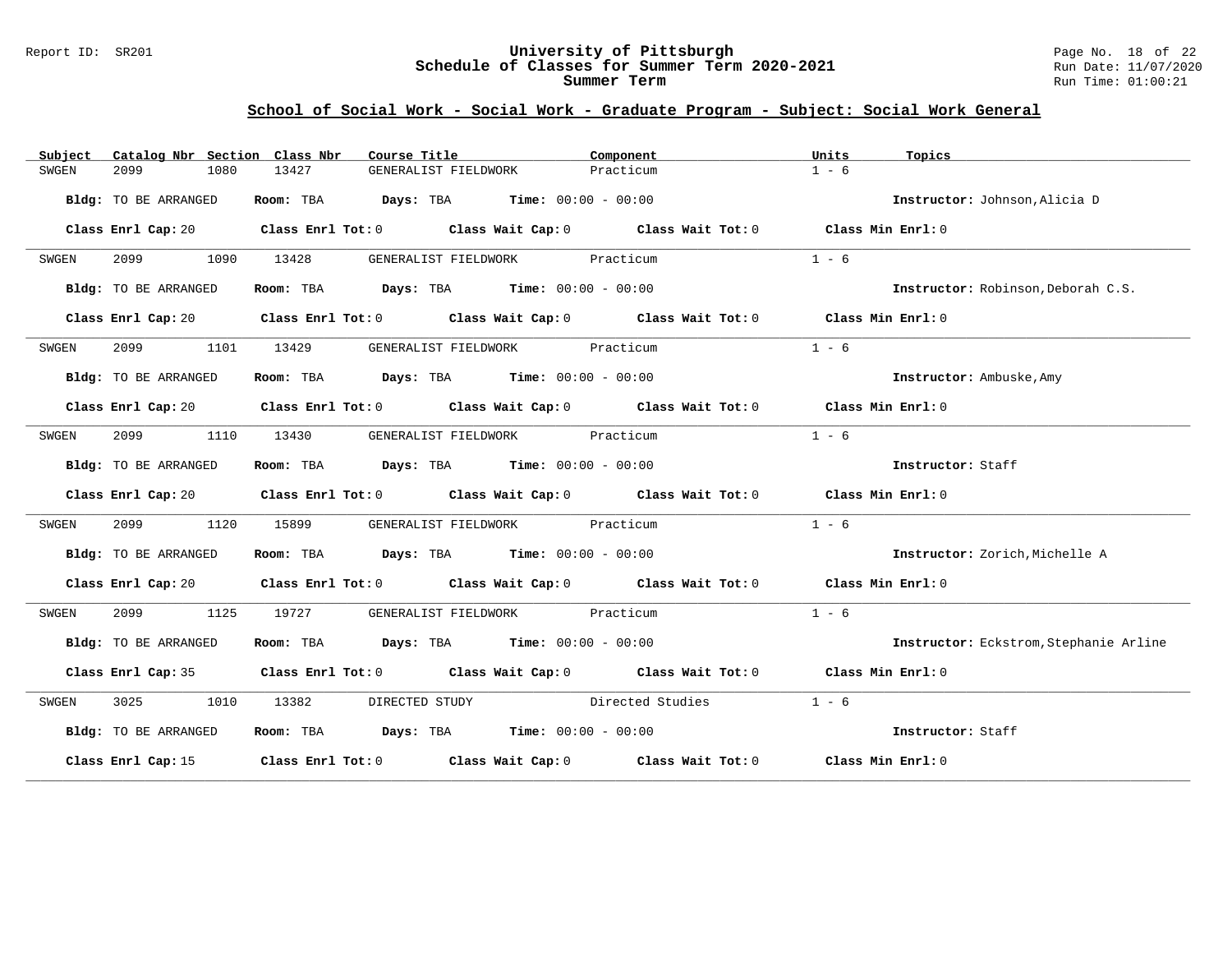## School of Social Work - Social Work - Graduate Program - Subject: Social Work General

| Subject | Catalog Nbr | Section | Class Nbr | Course Title | Component | Units | Topics |
|---|---|---|---|---|---|---|---|
| SWGEN | 2099 | 1080 | 13427 | GENERALIST FIELDWORK | Practicum | 1 - 6 | |

**Bldg:** TO BE ARRANGED **Room:** TBA **Days:** TBA **Time:** 00:00 - 00:00 **Instructor:** Johnson,Alicia D

**Class Enrl Cap:** 20 **Class Enrl Tot:** 0 **Class Wait Cap:** 0 **Class Wait Tot:** 0 **Class Min Enrl:** 0

| Subject | Catalog Nbr | Section | Class Nbr | Course Title | Component | Units | Topics |
|---|---|---|---|---|---|---|---|
| SWGEN | 2099 | 1090 | 13428 | GENERALIST FIELDWORK | Practicum | 1 - 6 | |

**Bldg:** TO BE ARRANGED **Room:** TBA **Days:** TBA **Time:** 00:00 - 00:00 **Instructor:** Robinson,Deborah C.S.

**Class Enrl Cap:** 20 **Class Enrl Tot:** 0 **Class Wait Cap:** 0 **Class Wait Tot:** 0 **Class Min Enrl:** 0

| Subject | Catalog Nbr | Section | Class Nbr | Course Title | Component | Units | Topics |
|---|---|---|---|---|---|---|---|
| SWGEN | 2099 | 1101 | 13429 | GENERALIST FIELDWORK | Practicum | 1 - 6 | |

**Bldg:** TO BE ARRANGED **Room:** TBA **Days:** TBA **Time:** 00:00 - 00:00 **Instructor:** Ambuske,Amy

**Class Enrl Cap:** 20 **Class Enrl Tot:** 0 **Class Wait Cap:** 0 **Class Wait Tot:** 0 **Class Min Enrl:** 0

| Subject | Catalog Nbr | Section | Class Nbr | Course Title | Component | Units | Topics |
|---|---|---|---|---|---|---|---|
| SWGEN | 2099 | 1110 | 13430 | GENERALIST FIELDWORK | Practicum | 1 - 6 | |

**Bldg:** TO BE ARRANGED **Room:** TBA **Days:** TBA **Time:** 00:00 - 00:00 **Instructor:** Staff

**Class Enrl Cap:** 20 **Class Enrl Tot:** 0 **Class Wait Cap:** 0 **Class Wait Tot:** 0 **Class Min Enrl:** 0

| Subject | Catalog Nbr | Section | Class Nbr | Course Title | Component | Units | Topics |
|---|---|---|---|---|---|---|---|
| SWGEN | 2099 | 1120 | 15899 | GENERALIST FIELDWORK | Practicum | 1 - 6 | |

**Bldg:** TO BE ARRANGED **Room:** TBA **Days:** TBA **Time:** 00:00 - 00:00 **Instructor:** Zorich,Michelle A

**Class Enrl Cap:** 20 **Class Enrl Tot:** 0 **Class Wait Cap:** 0 **Class Wait Tot:** 0 **Class Min Enrl:** 0

| Subject | Catalog Nbr | Section | Class Nbr | Course Title | Component | Units | Topics |
|---|---|---|---|---|---|---|---|
| SWGEN | 2099 | 1125 | 19727 | GENERALIST FIELDWORK | Practicum | 1 - 6 | |

**Bldg:** TO BE ARRANGED **Room:** TBA **Days:** TBA **Time:** 00:00 - 00:00 **Instructor:** Eckstrom,Stephanie Arline

**Class Enrl Cap:** 35 **Class Enrl Tot:** 0 **Class Wait Cap:** 0 **Class Wait Tot:** 0 **Class Min Enrl:** 0

| Subject | Catalog Nbr | Section | Class Nbr | Course Title | Component | Units | Topics |
|---|---|---|---|---|---|---|---|
| SWGEN | 3025 | 1010 | 13382 | DIRECTED STUDY | Directed Studies | 1 - 6 | |

**Bldg:** TO BE ARRANGED **Room:** TBA **Days:** TBA **Time:** 00:00 - 00:00 **Instructor:** Staff

**Class Enrl Cap:** 15 **Class Enrl Tot:** 0 **Class Wait Cap:** 0 **Class Wait Tot:** 0 **Class Min Enrl:** 0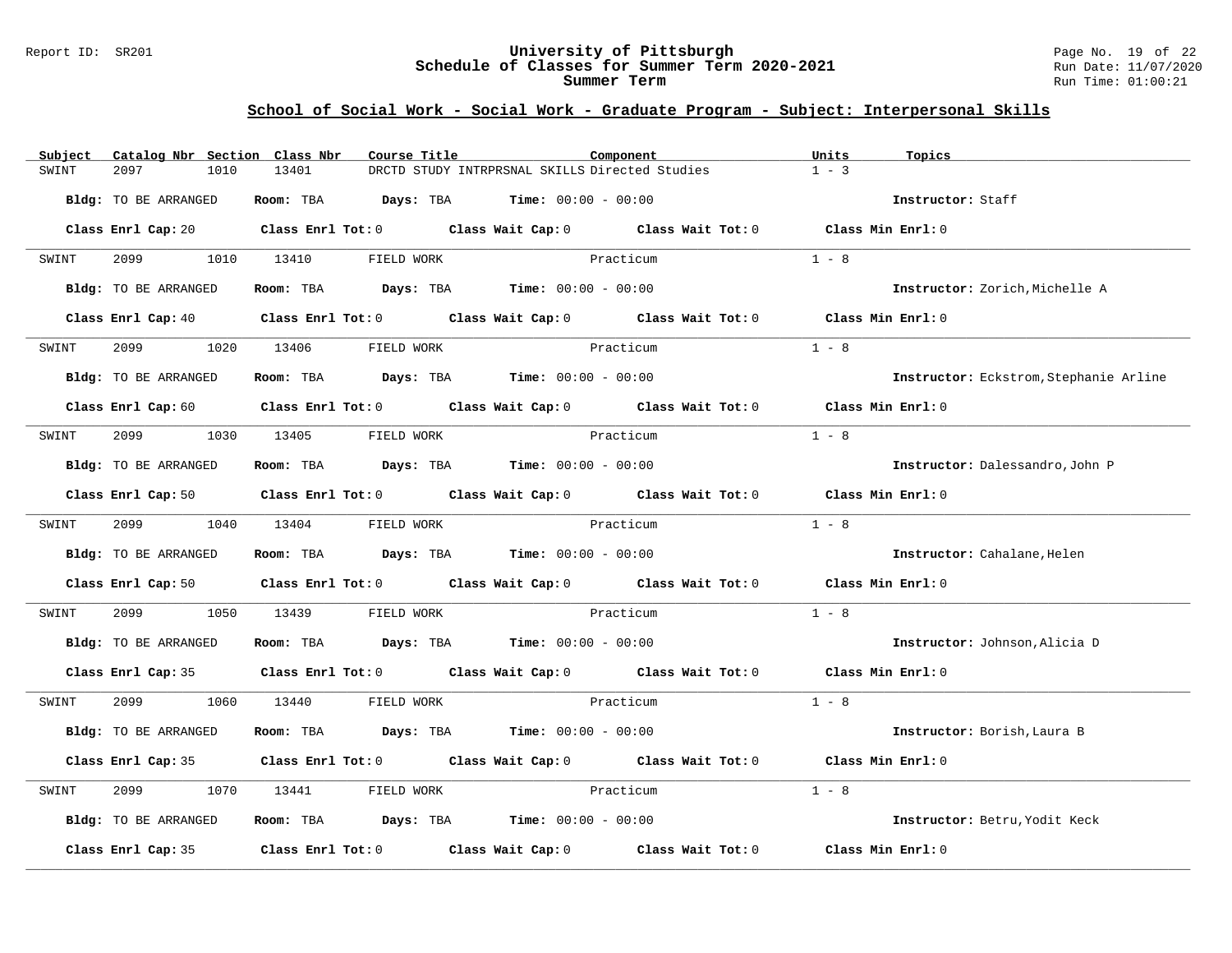## School of Social Work - Social Work - Graduate Program - Subject: Interpersonal Skills

| Subject | Catalog Nbr | Section | Class Nbr | Course Title | Component | Units | Topics |
|---|---|---|---|---|---|---|---|
| SWINT | 2097 | 1010 | 13401 | DRCTD STUDY INTRPRSNAL SKILLS | Directed Studies | 1 - 3 | |

**Bldg:** TO BE ARRANGED **Room:** TBA **Days:** TBA **Time:** 00:00 - 00:00 **Instructor:** Staff

**Class Enrl Cap:** 20 **Class Enrl Tot:** 0 **Class Wait Cap:** 0 **Class Wait Tot:** 0 **Class Min Enrl:** 0

| Subject | Catalog Nbr | Section | Class Nbr | Course Title | Component | Units | Topics |
|---|---|---|---|---|---|---|---|
| SWINT | 2099 | 1010 | 13410 | FIELD WORK | Practicum | 1 - 8 | |

**Bldg:** TO BE ARRANGED **Room:** TBA **Days:** TBA **Time:** 00:00 - 00:00 **Instructor:** Zorich,Michelle A

**Class Enrl Cap:** 40 **Class Enrl Tot:** 0 **Class Wait Cap:** 0 **Class Wait Tot:** 0 **Class Min Enrl:** 0

| Subject | Catalog Nbr | Section | Class Nbr | Course Title | Component | Units | Topics |
|---|---|---|---|---|---|---|---|
| SWINT | 2099 | 1020 | 13406 | FIELD WORK | Practicum | 1 - 8 | |

**Bldg:** TO BE ARRANGED **Room:** TBA **Days:** TBA **Time:** 00:00 - 00:00 **Instructor:** Eckstrom,Stephanie Arline

**Class Enrl Cap:** 60 **Class Enrl Tot:** 0 **Class Wait Cap:** 0 **Class Wait Tot:** 0 **Class Min Enrl:** 0

| Subject | Catalog Nbr | Section | Class Nbr | Course Title | Component | Units | Topics |
|---|---|---|---|---|---|---|---|
| SWINT | 2099 | 1030 | 13405 | FIELD WORK | Practicum | 1 - 8 | |

**Bldg:** TO BE ARRANGED **Room:** TBA **Days:** TBA **Time:** 00:00 - 00:00 **Instructor:** Dalessandro,John P

**Class Enrl Cap:** 50 **Class Enrl Tot:** 0 **Class Wait Cap:** 0 **Class Wait Tot:** 0 **Class Min Enrl:** 0

| Subject | Catalog Nbr | Section | Class Nbr | Course Title | Component | Units | Topics |
|---|---|---|---|---|---|---|---|
| SWINT | 2099 | 1040 | 13404 | FIELD WORK | Practicum | 1 - 8 | |

**Bldg:** TO BE ARRANGED **Room:** TBA **Days:** TBA **Time:** 00:00 - 00:00 **Instructor:** Cahalane,Helen

**Class Enrl Cap:** 50 **Class Enrl Tot:** 0 **Class Wait Cap:** 0 **Class Wait Tot:** 0 **Class Min Enrl:** 0

| Subject | Catalog Nbr | Section | Class Nbr | Course Title | Component | Units | Topics |
|---|---|---|---|---|---|---|---|
| SWINT | 2099 | 1050 | 13439 | FIELD WORK | Practicum | 1 - 8 | |

**Bldg:** TO BE ARRANGED **Room:** TBA **Days:** TBA **Time:** 00:00 - 00:00 **Instructor:** Johnson,Alicia D

**Class Enrl Cap:** 35 **Class Enrl Tot:** 0 **Class Wait Cap:** 0 **Class Wait Tot:** 0 **Class Min Enrl:** 0

| Subject | Catalog Nbr | Section | Class Nbr | Course Title | Component | Units | Topics |
|---|---|---|---|---|---|---|---|
| SWINT | 2099 | 1060 | 13440 | FIELD WORK | Practicum | 1 - 8 | |

**Bldg:** TO BE ARRANGED **Room:** TBA **Days:** TBA **Time:** 00:00 - 00:00 **Instructor:** Borish,Laura B

**Class Enrl Cap:** 35 **Class Enrl Tot:** 0 **Class Wait Cap:** 0 **Class Wait Tot:** 0 **Class Min Enrl:** 0

| Subject | Catalog Nbr | Section | Class Nbr | Course Title | Component | Units | Topics |
|---|---|---|---|---|---|---|---|
| SWINT | 2099 | 1070 | 13441 | FIELD WORK | Practicum | 1 - 8 | |

**Bldg:** TO BE ARRANGED **Room:** TBA **Days:** TBA **Time:** 00:00 - 00:00 **Instructor:** Betru,Yodit Keck

**Class Enrl Cap:** 35 **Class Enrl Tot:** 0 **Class Wait Cap:** 0 **Class Wait Tot:** 0 **Class Min Enrl:** 0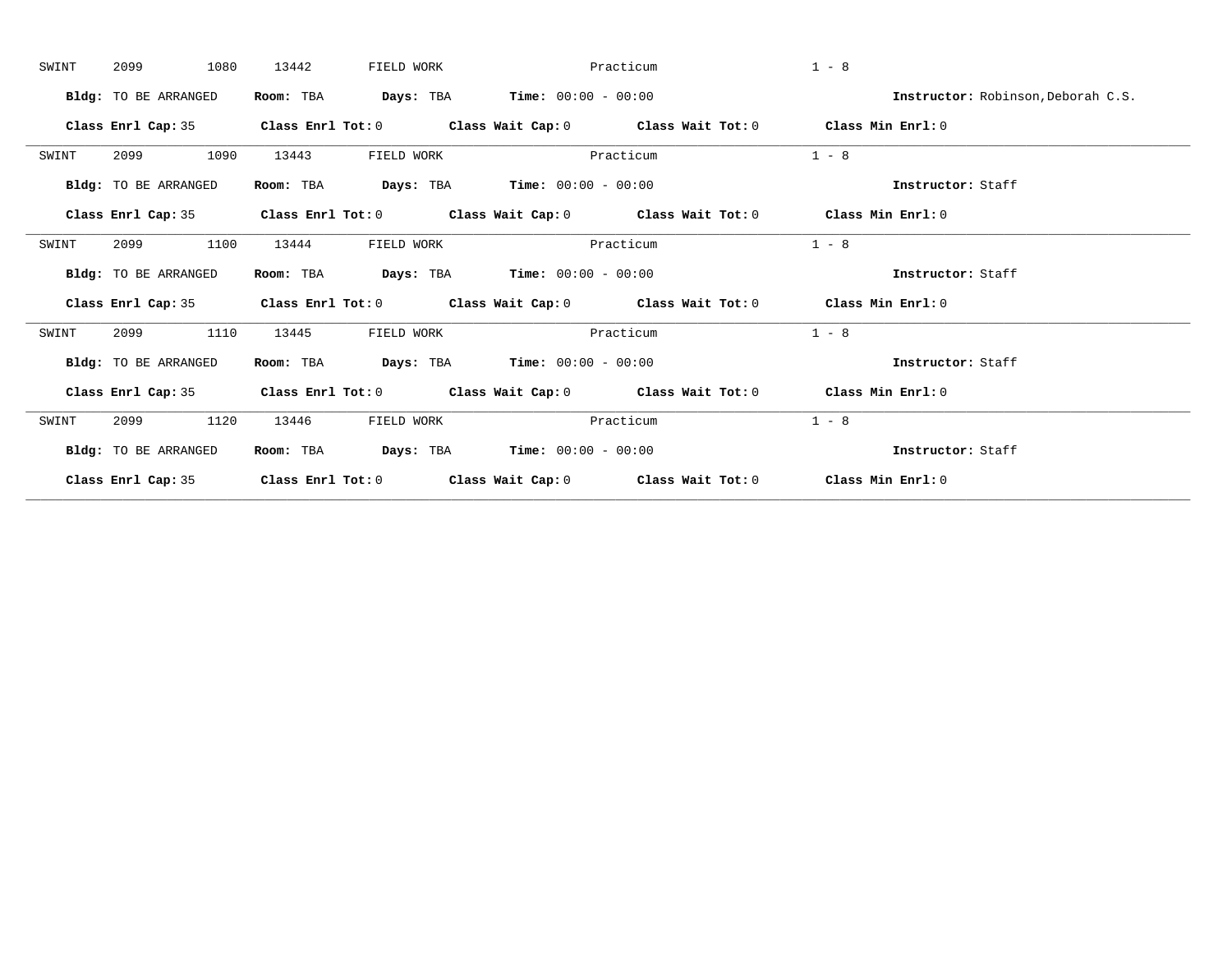SWINT 2099 1080 13442 FIELD WORK Practicum 1 - 8

**Bldg:** TO BE ARRANGED **Room:** TBA **Days:** TBA **Time:** 00:00 - 00:00 **Instructor:** Robinson,Deborah C.S.

**Class Enrl Cap:** 35 **Class Enrl Tot:** 0 **Class Wait Cap:** 0 **Class Wait Tot:** 0 **Class Min Enrl:** 0

---

SWINT 2099 1090 13443 FIELD WORK Practicum 1 - 8

**Bldg:** TO BE ARRANGED **Room:** TBA **Days:** TBA **Time:** 00:00 - 00:00 **Instructor:** Staff

**Class Enrl Cap:** 35 **Class Enrl Tot:** 0 **Class Wait Cap:** 0 **Class Wait Tot:** 0 **Class Min Enrl:** 0

---

SWINT 2099 1100 13444 FIELD WORK Practicum 1 - 8

**Bldg:** TO BE ARRANGED **Room:** TBA **Days:** TBA **Time:** 00:00 - 00:00 **Instructor:** Staff

**Class Enrl Cap:** 35 **Class Enrl Tot:** 0 **Class Wait Cap:** 0 **Class Wait Tot:** 0 **Class Min Enrl:** 0

---

SWINT 2099 1110 13445 FIELD WORK Practicum 1 - 8

**Bldg:** TO BE ARRANGED **Room:** TBA **Days:** TBA **Time:** 00:00 - 00:00 **Instructor:** Staff

**Class Enrl Cap:** 35 **Class Enrl Tot:** 0 **Class Wait Cap:** 0 **Class Wait Tot:** 0 **Class Min Enrl:** 0

---

SWINT 2099 1120 13446 FIELD WORK Practicum 1 - 8

**Bldg:** TO BE ARRANGED **Room:** TBA **Days:** TBA **Time:** 00:00 - 00:00 **Instructor:** Staff

**Class Enrl Cap:** 35 **Class Enrl Tot:** 0 **Class Wait Cap:** 0 **Class Wait Tot:** 0 **Class Min Enrl:** 0

---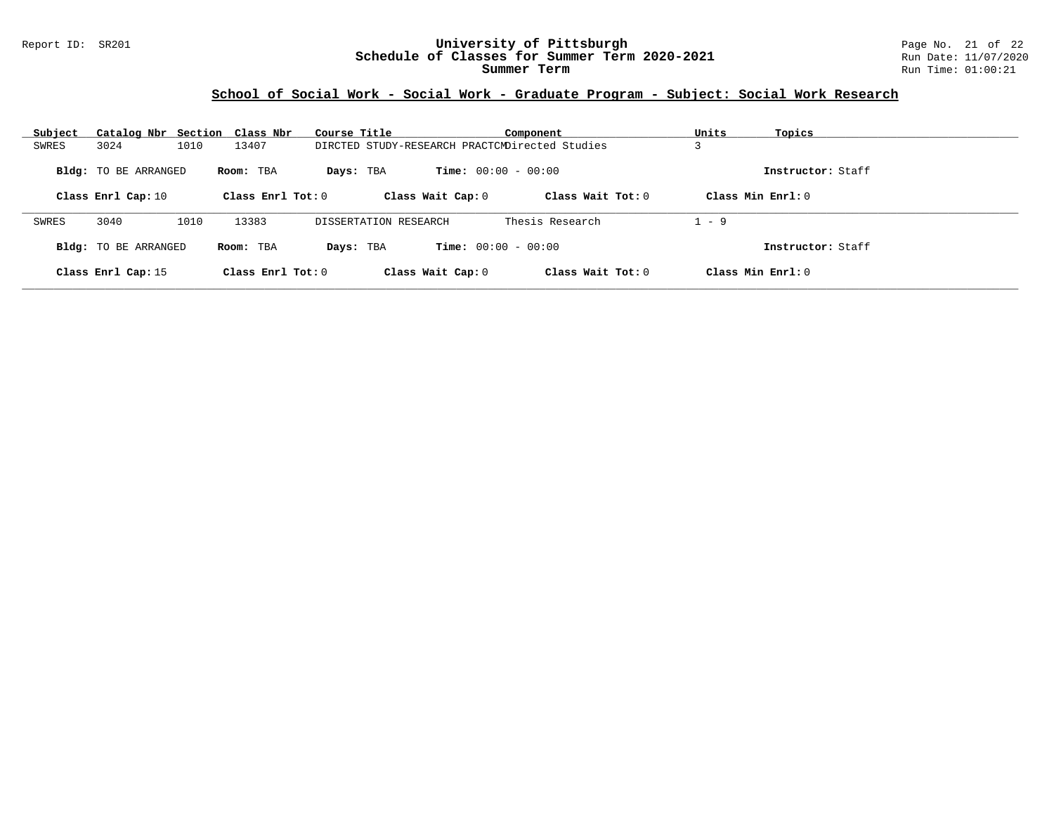# University of Pittsburgh
## Schedule of Classes for Summer Term 2020-2021
### Summer Term

Report ID: SR201

Run Date: 11/07/2020
Run Time: 01:00:21

## School of Social Work - Social Work - Graduate Program - Subject: Social Work Research

| Subject | Catalog Nbr | Section | Class Nbr | Course Title | Component | Units | Topics |
|---|---|---|---|---|---|---|---|
| SWRES | 3024 | 1010 | 13407 | DIRCTED STUDY-RESEARCH PRACTCM | Directed Studies | 3 | |

**Bldg:** TO BE ARRANGED **Room:** TBA **Days:** TBA **Time:** 00:00 - 00:00 **Instructor:** Staff

**Class Enrl Cap:** 10 **Class Enrl Tot:** 0 **Class Wait Cap:** 0 **Class Wait Tot:** 0 **Class Min Enrl:** 0

| Subject | Catalog Nbr | Section | Class Nbr | Course Title | Component | Units | Topics |
|---|---|---|---|---|---|---|---|
| SWRES | 3040 | 1010 | 13383 | DISSERTATION RESEARCH | Thesis Research | 1 - 9 | |

**Bldg:** TO BE ARRANGED **Room:** TBA **Days:** TBA **Time:** 00:00 - 00:00 **Instructor:** Staff

**Class Enrl Cap:** 15 **Class Enrl Tot:** 0 **Class Wait Cap:** 0 **Class Wait Tot:** 0 **Class Min Enrl:** 0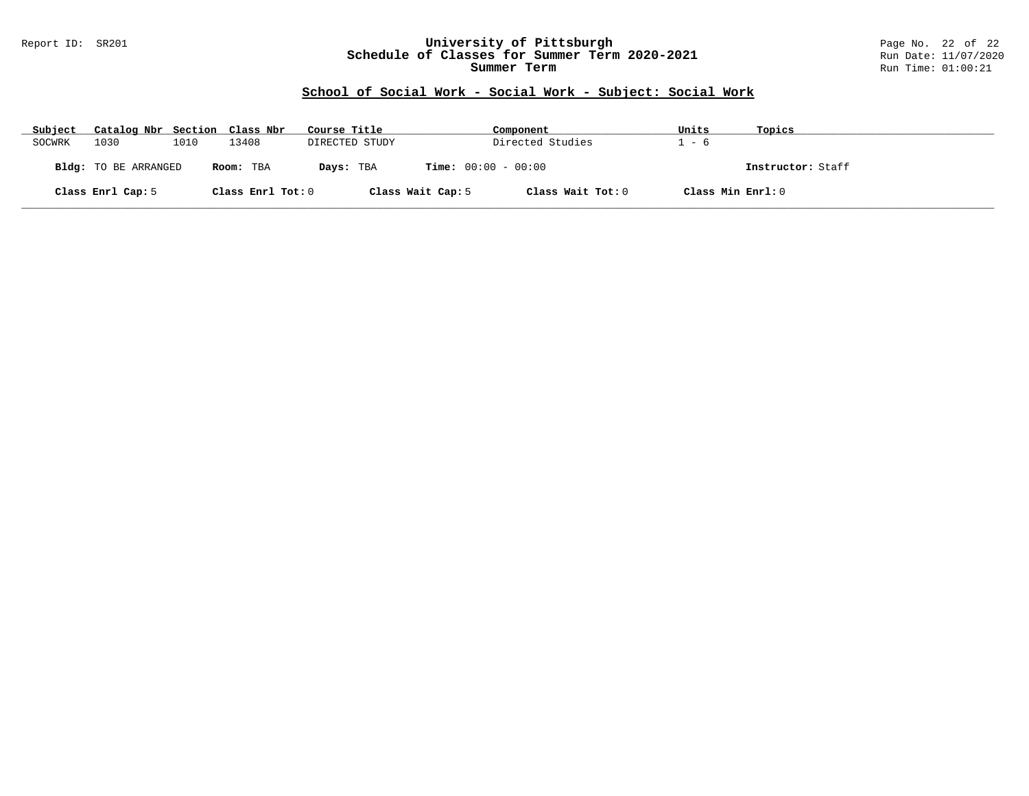## School of Social Work - Social Work - Subject: Social Work

| Subject | Catalog Nbr | Section | Class Nbr | Course Title | Component | Units | Topics |
|---|---|---|---|---|---|---|---|
| SOCWRK | 1030 | 1010 | 13408 | DIRECTED STUDY | Directed Studies | 1 - 6 | |

**Bldg:** TO BE ARRANGED **Room:** TBA **Days:** TBA **Time:** 00:00 - 00:00 **Instructor:** Staff

**Class Enrl Cap:** 5 **Class Enrl Tot:** 0 **Class Wait Cap:** 5 **Class Wait Tot:** 0 **Class Min Enrl:** 0